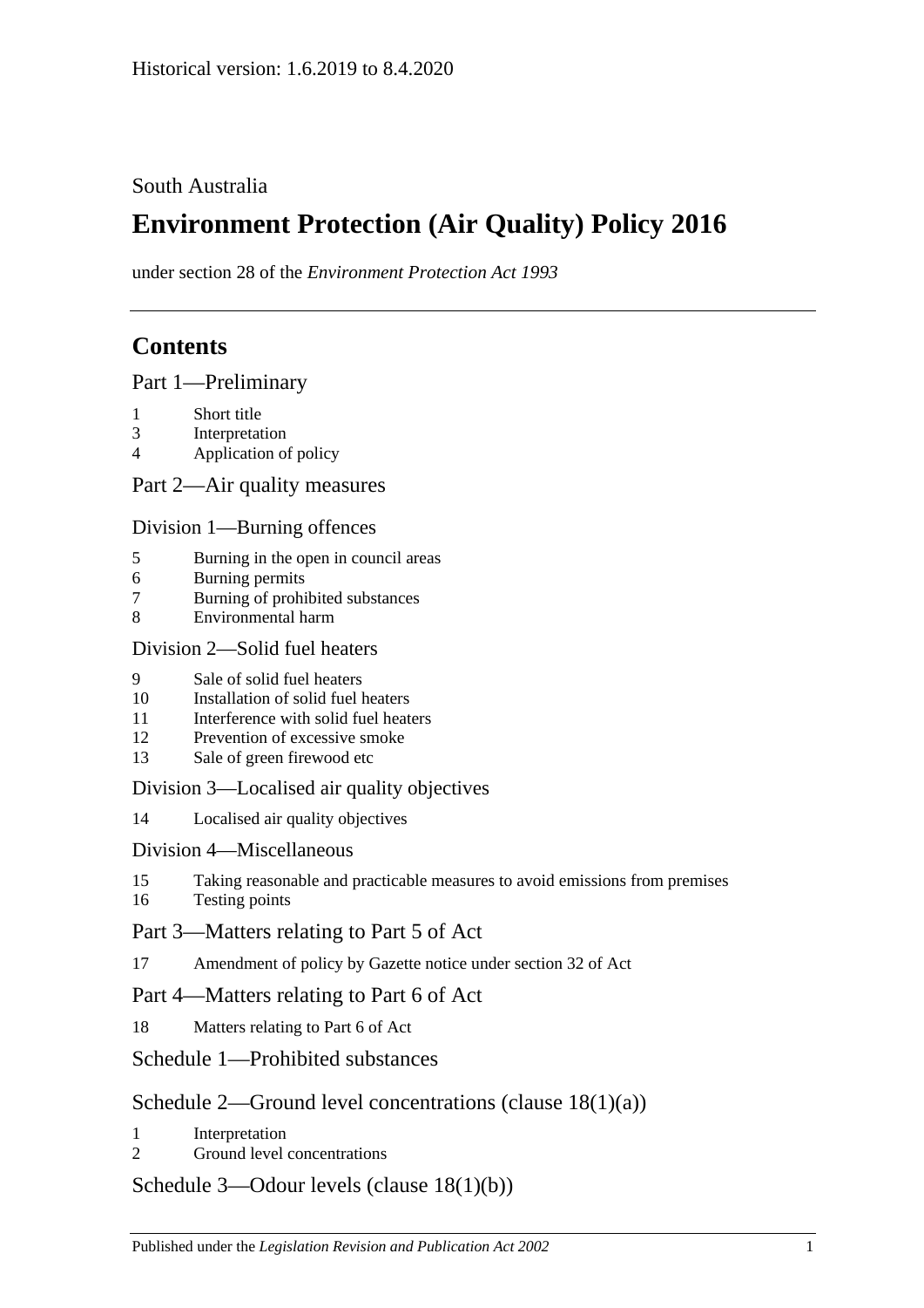Historical version: 1.6.2019 to 8.4.2020

South Australia

# Environment Protection (Air Quality) Policy 2016

under section 28 of the *Environment Protection Act 1993*

## Contents

Part 1—Preliminary

1 Short title
3 Interpretation
4 Application of policy

Part 2—Air quality measures

Division 1—Burning offences

5 Burning in the open in council areas
6 Burning permits
7 Burning of prohibited substances
8 Environmental harm

Division 2—Solid fuel heaters

9 Sale of solid fuel heaters
10 Installation of solid fuel heaters
11 Interference with solid fuel heaters
12 Prevention of excessive smoke
13 Sale of green firewood etc

Division 3—Localised air quality objectives

14 Localised air quality objectives

Division 4—Miscellaneous

15 Taking reasonable and practicable measures to avoid emissions from premises
16 Testing points

Part 3—Matters relating to Part 5 of Act

17 Amendment of policy by Gazette notice under section 32 of Act

Part 4—Matters relating to Part 6 of Act

18 Matters relating to Part 6 of Act

Schedule 1—Prohibited substances

Schedule 2—Ground level concentrations (clause 18(1)(a))

1 Interpretation
2 Ground level concentrations

Schedule 3—Odour levels (clause 18(1)(b))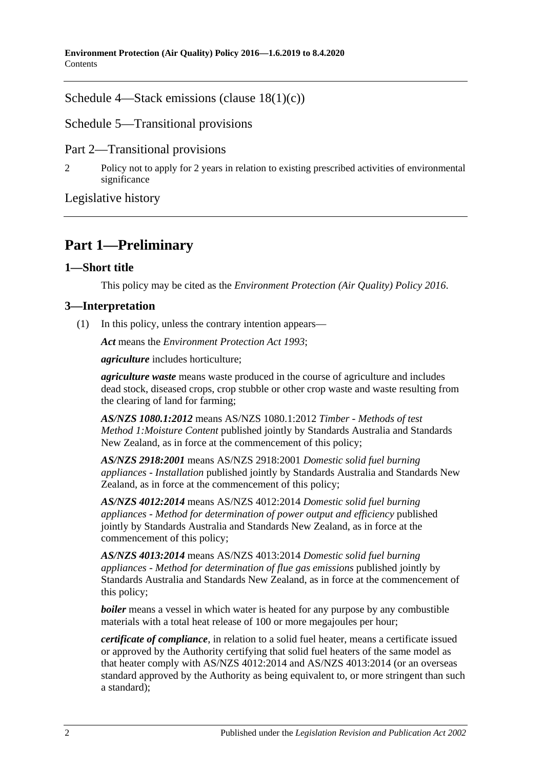Schedule 4—Stack emissions (clause 18(1)(c))

Schedule 5—Transitional provisions

Part 2—Transitional provisions

2 Policy not to apply for 2 years in relation to existing prescribed activities of environmental significance

Legislative history

# Part 1—Preliminary

## 1—Short title

This policy may be cited as the *Environment Protection (Air Quality) Policy 2016*.

## 3—Interpretation

(1) In this policy, unless the contrary intention appears—

***Act*** means the *Environment Protection Act 1993*;

***agriculture*** includes horticulture;

***agriculture waste*** means waste produced in the course of agriculture and includes dead stock, diseased crops, crop stubble or other crop waste and waste resulting from the clearing of land for farming;

***AS/NZS 1080.1:2012*** means AS/NZS 1080.1:2012 *Timber - Methods of test Method 1:Moisture Content* published jointly by Standards Australia and Standards New Zealand, as in force at the commencement of this policy;

***AS/NZS 2918:2001*** means AS/NZS 2918:2001 *Domestic solid fuel burning appliances - Installation* published jointly by Standards Australia and Standards New Zealand, as in force at the commencement of this policy;

***AS/NZS 4012:2014*** means AS/NZS 4012:2014 *Domestic solid fuel burning appliances - Method for determination of power output and efficiency* published jointly by Standards Australia and Standards New Zealand, as in force at the commencement of this policy;

***AS/NZS 4013:2014*** means AS/NZS 4013:2014 *Domestic solid fuel burning appliances - Method for determination of flue gas emissions* published jointly by Standards Australia and Standards New Zealand, as in force at the commencement of this policy;

***boiler*** means a vessel in which water is heated for any purpose by any combustible materials with a total heat release of 100 or more megajoules per hour;

***certificate of compliance***, in relation to a solid fuel heater, means a certificate issued or approved by the Authority certifying that solid fuel heaters of the same model as that heater comply with AS/NZS 4012:2014 and AS/NZS 4013:2014 (or an overseas standard approved by the Authority as being equivalent to, or more stringent than such a standard);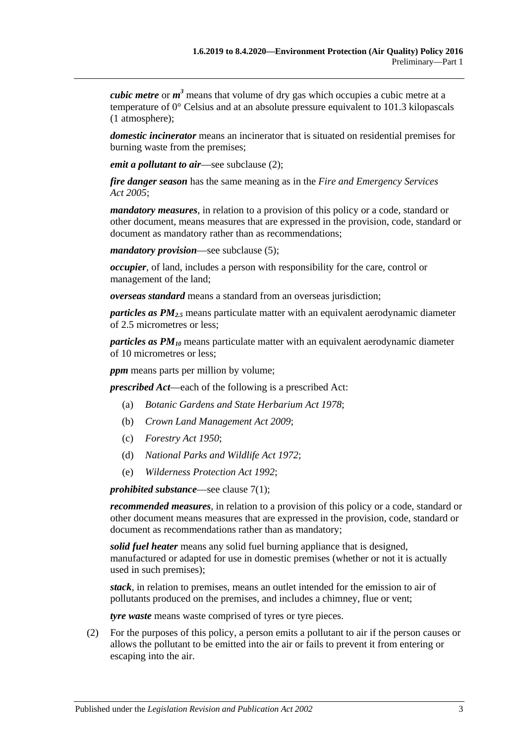***cubic metre*** or $\boldsymbol{m^3}$ means that volume of dry gas which occupies a cubic metre at a temperature of 0° Celsius and at an absolute pressure equivalent to 101.3 kilopascals (1 atmosphere);

***domestic incinerator*** means an incinerator that is situated on residential premises for burning waste from the premises;

***emit a pollutant to air***—see subclause (2);

***fire danger season*** has the same meaning as in the *Fire and Emergency Services Act 2005*;

***mandatory measures***, in relation to a provision of this policy or a code, standard or other document, means measures that are expressed in the provision, code, standard or document as mandatory rather than as recommendations;

***mandatory provision***—see subclause (5);

***occupier***, of land, includes a person with responsibility for the care, control or management of the land;

***overseas standard*** means a standard from an overseas jurisdiction;

***particles as*** $\boldsymbol{PM_{2.5}}$ means particulate matter with an equivalent aerodynamic diameter of 2.5 micrometres or less;

***particles as*** $\boldsymbol{PM_{10}}$ means particulate matter with an equivalent aerodynamic diameter of 10 micrometres or less;

***ppm*** means parts per million by volume;

***prescribed Act***—each of the following is a prescribed Act:

(a) *Botanic Gardens and State Herbarium Act 1978*;

(b) *Crown Land Management Act 2009*;

(c) *Forestry Act 1950*;

(d) *National Parks and Wildlife Act 1972*;

(e) *Wilderness Protection Act 1992*;

***prohibited substance***—see clause 7(1);

***recommended measures***, in relation to a provision of this policy or a code, standard or other document means measures that are expressed in the provision, code, standard or document as recommendations rather than as mandatory;

***solid fuel heater*** means any solid fuel burning appliance that is designed, manufactured or adapted for use in domestic premises (whether or not it is actually used in such premises);

***stack***, in relation to premises, means an outlet intended for the emission to air of pollutants produced on the premises, and includes a chimney, flue or vent;

***tyre waste*** means waste comprised of tyres or tyre pieces.

(2) For the purposes of this policy, a person emits a pollutant to air if the person causes or allows the pollutant to be emitted into the air or fails to prevent it from entering or escaping into the air.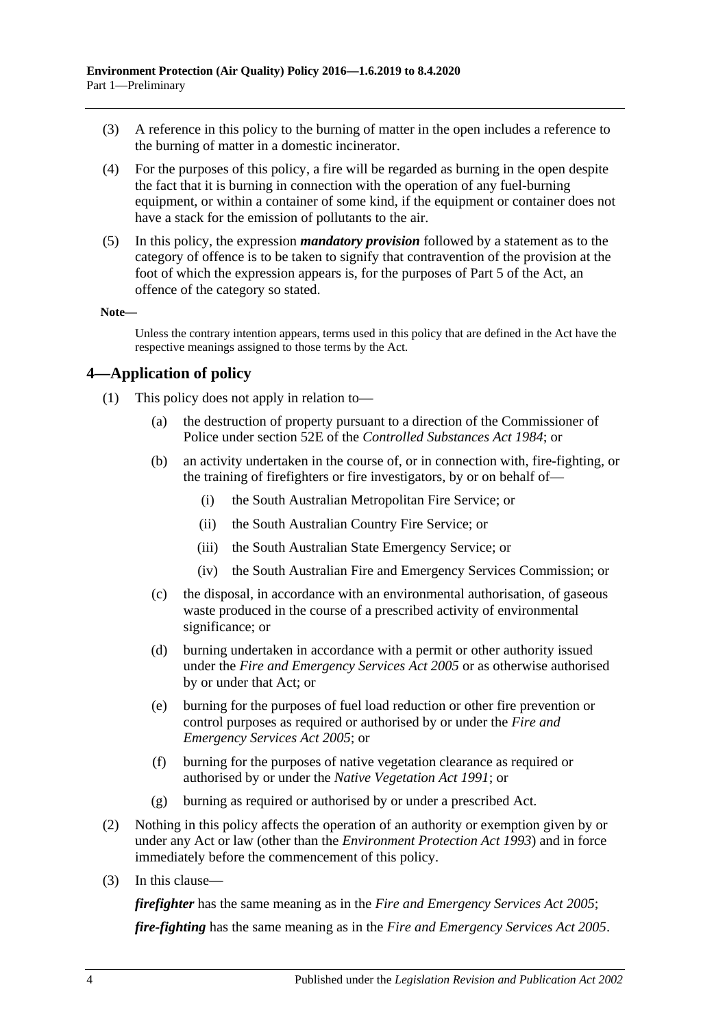(3) A reference in this policy to the burning of matter in the open includes a reference to the burning of matter in a domestic incinerator.

(4) For the purposes of this policy, a fire will be regarded as burning in the open despite the fact that it is burning in connection with the operation of any fuel-burning equipment, or within a container of some kind, if the equipment or container does not have a stack for the emission of pollutants to the air.

(5) In this policy, the expression ***mandatory provision*** followed by a statement as to the category of offence is to be taken to signify that contravention of the provision at the foot of which the expression appears is, for the purposes of Part 5 of the Act, an offence of the category so stated.

**Note—**

Unless the contrary intention appears, terms used in this policy that are defined in the Act have the respective meanings assigned to those terms by the Act.

## 4—Application of policy

(1) This policy does not apply in relation to—

- (a) the destruction of property pursuant to a direction of the Commissioner of Police under section 52E of the *Controlled Substances Act 1984*; or
- (b) an activity undertaken in the course of, or in connection with, fire-fighting, or the training of firefighters or fire investigators, by or on behalf of—
  - (i) the South Australian Metropolitan Fire Service; or
  - (ii) the South Australian Country Fire Service; or
  - (iii) the South Australian State Emergency Service; or
  - (iv) the South Australian Fire and Emergency Services Commission; or
- (c) the disposal, in accordance with an environmental authorisation, of gaseous waste produced in the course of a prescribed activity of environmental significance; or
- (d) burning undertaken in accordance with a permit or other authority issued under the *Fire and Emergency Services Act 2005* or as otherwise authorised by or under that Act; or
- (e) burning for the purposes of fuel load reduction or other fire prevention or control purposes as required or authorised by or under the *Fire and Emergency Services Act 2005*; or
- (f) burning for the purposes of native vegetation clearance as required or authorised by or under the *Native Vegetation Act 1991*; or
- (g) burning as required or authorised by or under a prescribed Act.

(2) Nothing in this policy affects the operation of an authority or exemption given by or under any Act or law (other than the *Environment Protection Act 1993*) and in force immediately before the commencement of this policy.

(3) In this clause—

***firefighter*** has the same meaning as in the *Fire and Emergency Services Act 2005*;

***fire-fighting*** has the same meaning as in the *Fire and Emergency Services Act 2005*.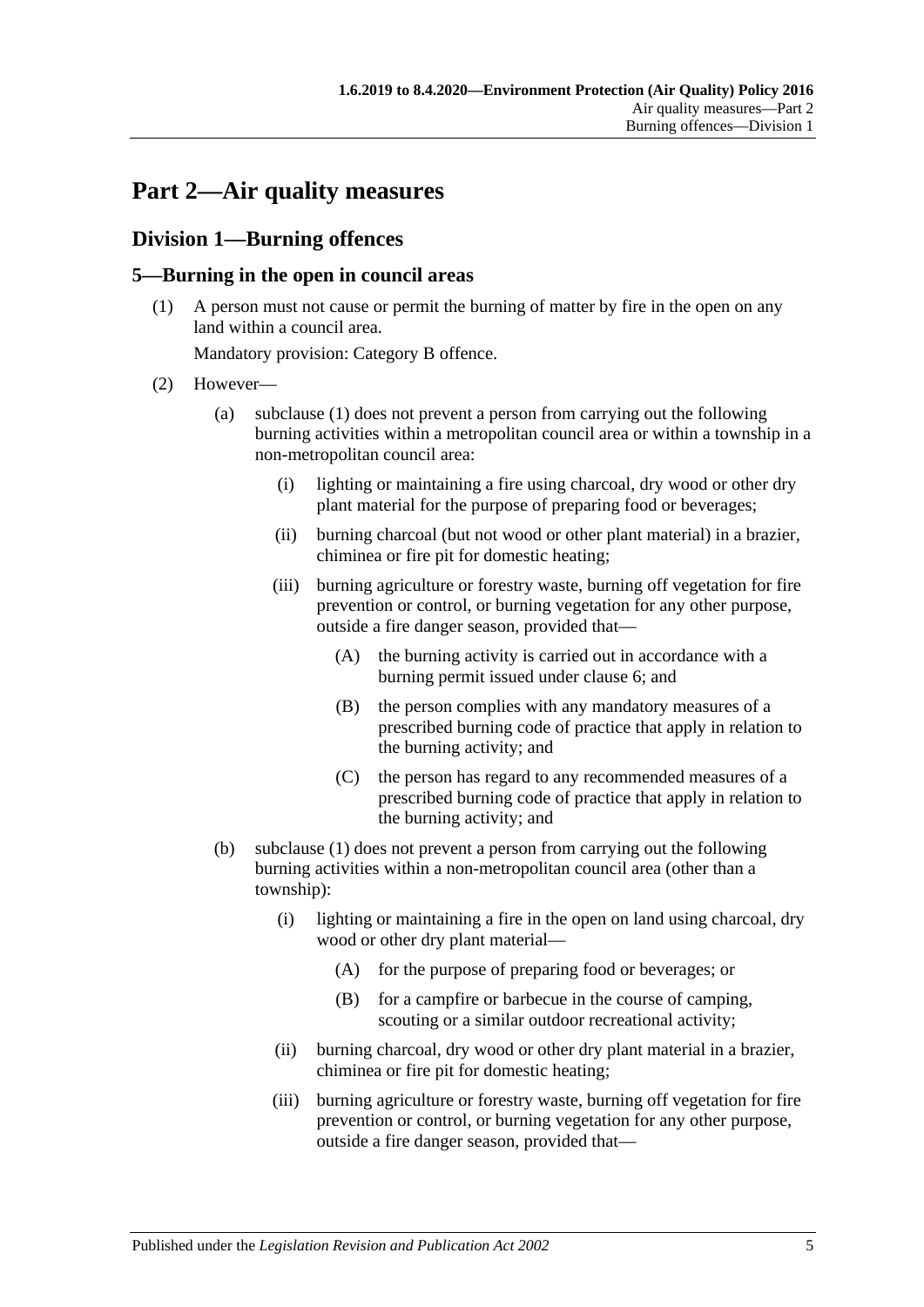# Part 2—Air quality measures

## Division 1—Burning offences

### 5—Burning in the open in council areas

(1) A person must not cause or permit the burning of matter by fire in the open on any land within a council area.

Mandatory provision: Category B offence.

(2) However—

- (a) subclause (1) does not prevent a person from carrying out the following burning activities within a metropolitan council area or within a township in a non-metropolitan council area:
  - (i) lighting or maintaining a fire using charcoal, dry wood or other dry plant material for the purpose of preparing food or beverages;
  - (ii) burning charcoal (but not wood or other plant material) in a brazier, chiminea or fire pit for domestic heating;
  - (iii) burning agriculture or forestry waste, burning off vegetation for fire prevention or control, or burning vegetation for any other purpose, outside a fire danger season, provided that—
    - (A) the burning activity is carried out in accordance with a burning permit issued under clause 6; and
    - (B) the person complies with any mandatory measures of a prescribed burning code of practice that apply in relation to the burning activity; and
    - (C) the person has regard to any recommended measures of a prescribed burning code of practice that apply in relation to the burning activity; and
- (b) subclause (1) does not prevent a person from carrying out the following burning activities within a non-metropolitan council area (other than a township):
  - (i) lighting or maintaining a fire in the open on land using charcoal, dry wood or other dry plant material—
    - (A) for the purpose of preparing food or beverages; or
    - (B) for a campfire or barbecue in the course of camping, scouting or a similar outdoor recreational activity;
  - (ii) burning charcoal, dry wood or other dry plant material in a brazier, chiminea or fire pit for domestic heating;
  - (iii) burning agriculture or forestry waste, burning off vegetation for fire prevention or control, or burning vegetation for any other purpose, outside a fire danger season, provided that—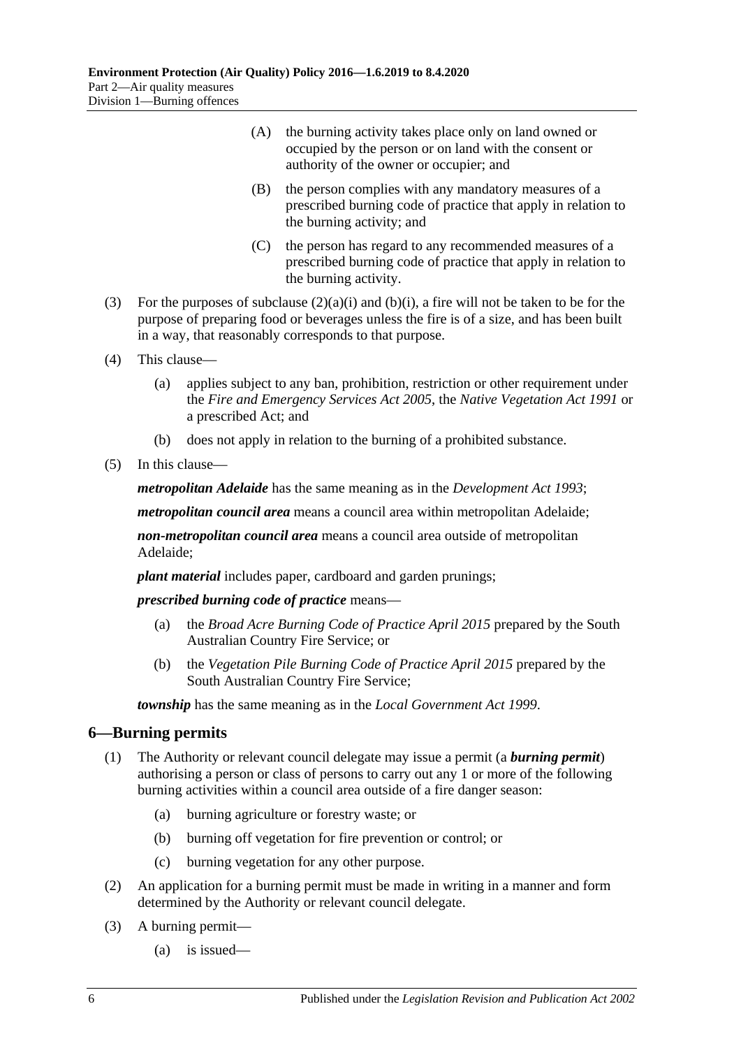(A) the burning activity takes place only on land owned or occupied by the person or on land with the consent or authority of the owner or occupier; and

(B) the person complies with any mandatory measures of a prescribed burning code of practice that apply in relation to the burning activity; and

(C) the person has regard to any recommended measures of a prescribed burning code of practice that apply in relation to the burning activity.

(3) For the purposes of subclause (2)(a)(i) and (b)(i), a fire will not be taken to be for the purpose of preparing food or beverages unless the fire is of a size, and has been built in a way, that reasonably corresponds to that purpose.

(4) This clause—

(a) applies subject to any ban, prohibition, restriction or other requirement under the *Fire and Emergency Services Act 2005*, the *Native Vegetation Act 1991* or a prescribed Act; and

(b) does not apply in relation to the burning of a prohibited substance.

(5) In this clause—

***metropolitan Adelaide*** has the same meaning as in the *Development Act 1993*;

***metropolitan council area*** means a council area within metropolitan Adelaide;

***non-metropolitan council area*** means a council area outside of metropolitan Adelaide;

***plant material*** includes paper, cardboard and garden prunings;

***prescribed burning code of practice*** means—

(a) the *Broad Acre Burning Code of Practice April 2015* prepared by the South Australian Country Fire Service; or

(b) the *Vegetation Pile Burning Code of Practice April 2015* prepared by the South Australian Country Fire Service;

***township*** has the same meaning as in the *Local Government Act 1999*.

## 6—Burning permits

(1) The Authority or relevant council delegate may issue a permit (a ***burning permit***) authorising a person or class of persons to carry out any 1 or more of the following burning activities within a council area outside of a fire danger season:

(a) burning agriculture or forestry waste; or

(b) burning off vegetation for fire prevention or control; or

(c) burning vegetation for any other purpose.

(2) An application for a burning permit must be made in writing in a manner and form determined by the Authority or relevant council delegate.

(3) A burning permit—

(a) is issued—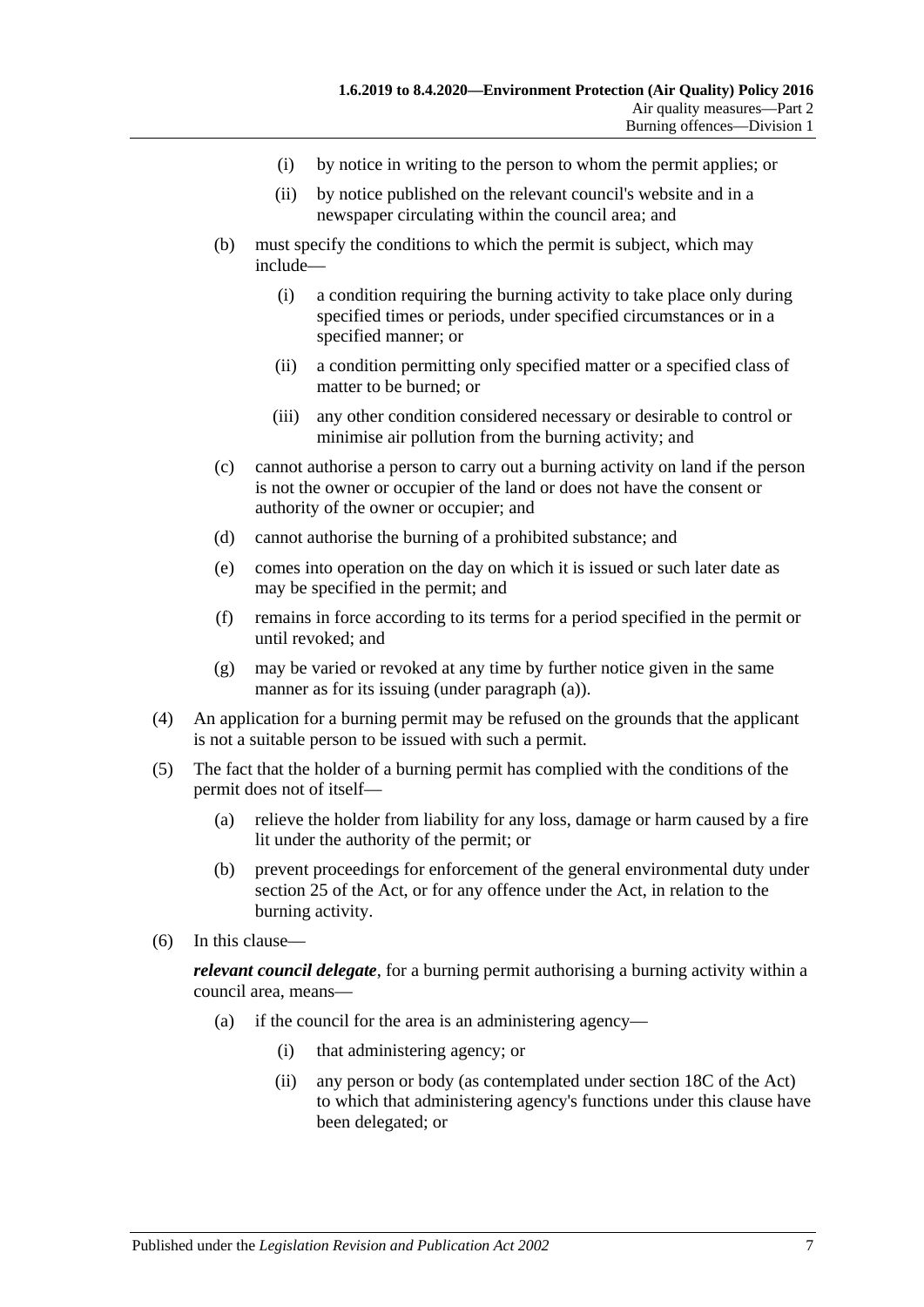(i) by notice in writing to the person to whom the permit applies; or

(ii) by notice published on the relevant council's website and in a newspaper circulating within the council area; and

(b) must specify the conditions to which the permit is subject, which may include—

(i) a condition requiring the burning activity to take place only during specified times or periods, under specified circumstances or in a specified manner; or

(ii) a condition permitting only specified matter or a specified class of matter to be burned; or

(iii) any other condition considered necessary or desirable to control or minimise air pollution from the burning activity; and

(c) cannot authorise a person to carry out a burning activity on land if the person is not the owner or occupier of the land or does not have the consent or authority of the owner or occupier; and

(d) cannot authorise the burning of a prohibited substance; and

(e) comes into operation on the day on which it is issued or such later date as may be specified in the permit; and

(f) remains in force according to its terms for a period specified in the permit or until revoked; and

(g) may be varied or revoked at any time by further notice given in the same manner as for its issuing (under paragraph (a)).

(4) An application for a burning permit may be refused on the grounds that the applicant is not a suitable person to be issued with such a permit.

(5) The fact that the holder of a burning permit has complied with the conditions of the permit does not of itself—

(a) relieve the holder from liability for any loss, damage or harm caused by a fire lit under the authority of the permit; or

(b) prevent proceedings for enforcement of the general environmental duty under section 25 of the Act, or for any offence under the Act, in relation to the burning activity.

(6) In this clause—

***relevant council delegate***, for a burning permit authorising a burning activity within a council area, means—

(a) if the council for the area is an administering agency—

(i) that administering agency; or

(ii) any person or body (as contemplated under section 18C of the Act) to which that administering agency's functions under this clause have been delegated; or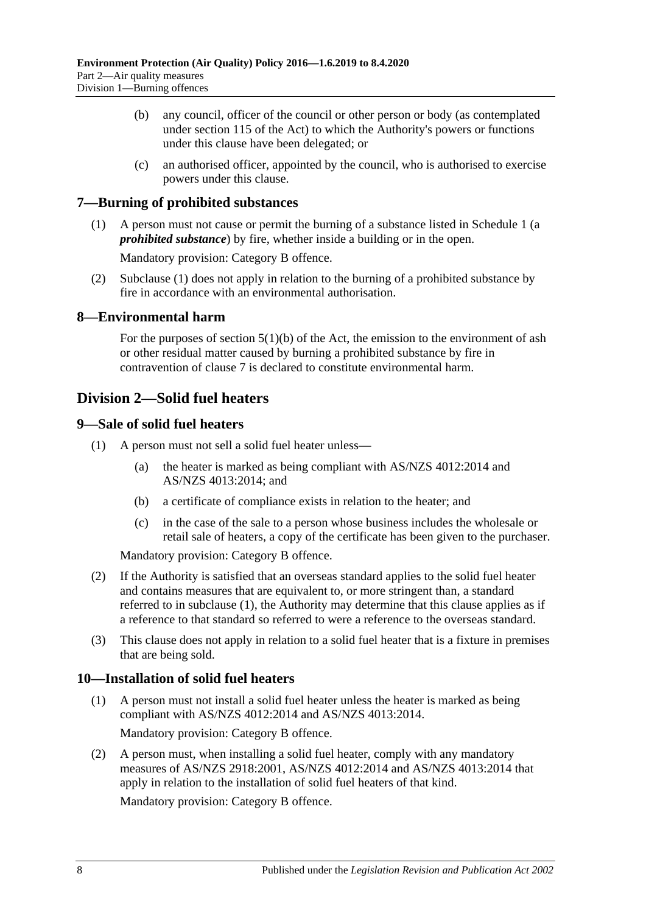(b) any council, officer of the council or other person or body (as contemplated under section 115 of the Act) to which the Authority's powers or functions under this clause have been delegated; or

(c) an authorised officer, appointed by the council, who is authorised to exercise powers under this clause.

### 7—Burning of prohibited substances

(1) A person must not cause or permit the burning of a substance listed in Schedule 1 (a ***prohibited substance***) by fire, whether inside a building or in the open.

Mandatory provision: Category B offence.

(2) Subclause (1) does not apply in relation to the burning of a prohibited substance by fire in accordance with an environmental authorisation.

### 8—Environmental harm

For the purposes of section 5(1)(b) of the Act, the emission to the environment of ash or other residual matter caused by burning a prohibited substance by fire in contravention of clause 7 is declared to constitute environmental harm.

## Division 2—Solid fuel heaters

### 9—Sale of solid fuel heaters

(1) A person must not sell a solid fuel heater unless—

(a) the heater is marked as being compliant with AS/NZS 4012:2014 and AS/NZS 4013:2014; and

(b) a certificate of compliance exists in relation to the heater; and

(c) in the case of the sale to a person whose business includes the wholesale or retail sale of heaters, a copy of the certificate has been given to the purchaser.

Mandatory provision: Category B offence.

(2) If the Authority is satisfied that an overseas standard applies to the solid fuel heater and contains measures that are equivalent to, or more stringent than, a standard referred to in subclause (1), the Authority may determine that this clause applies as if a reference to that standard so referred to were a reference to the overseas standard.

(3) This clause does not apply in relation to a solid fuel heater that is a fixture in premises that are being sold.

### 10—Installation of solid fuel heaters

(1) A person must not install a solid fuel heater unless the heater is marked as being compliant with AS/NZS 4012:2014 and AS/NZS 4013:2014.

Mandatory provision: Category B offence.

(2) A person must, when installing a solid fuel heater, comply with any mandatory measures of AS/NZS 2918:2001, AS/NZS 4012:2014 and AS/NZS 4013:2014 that apply in relation to the installation of solid fuel heaters of that kind.

Mandatory provision: Category B offence.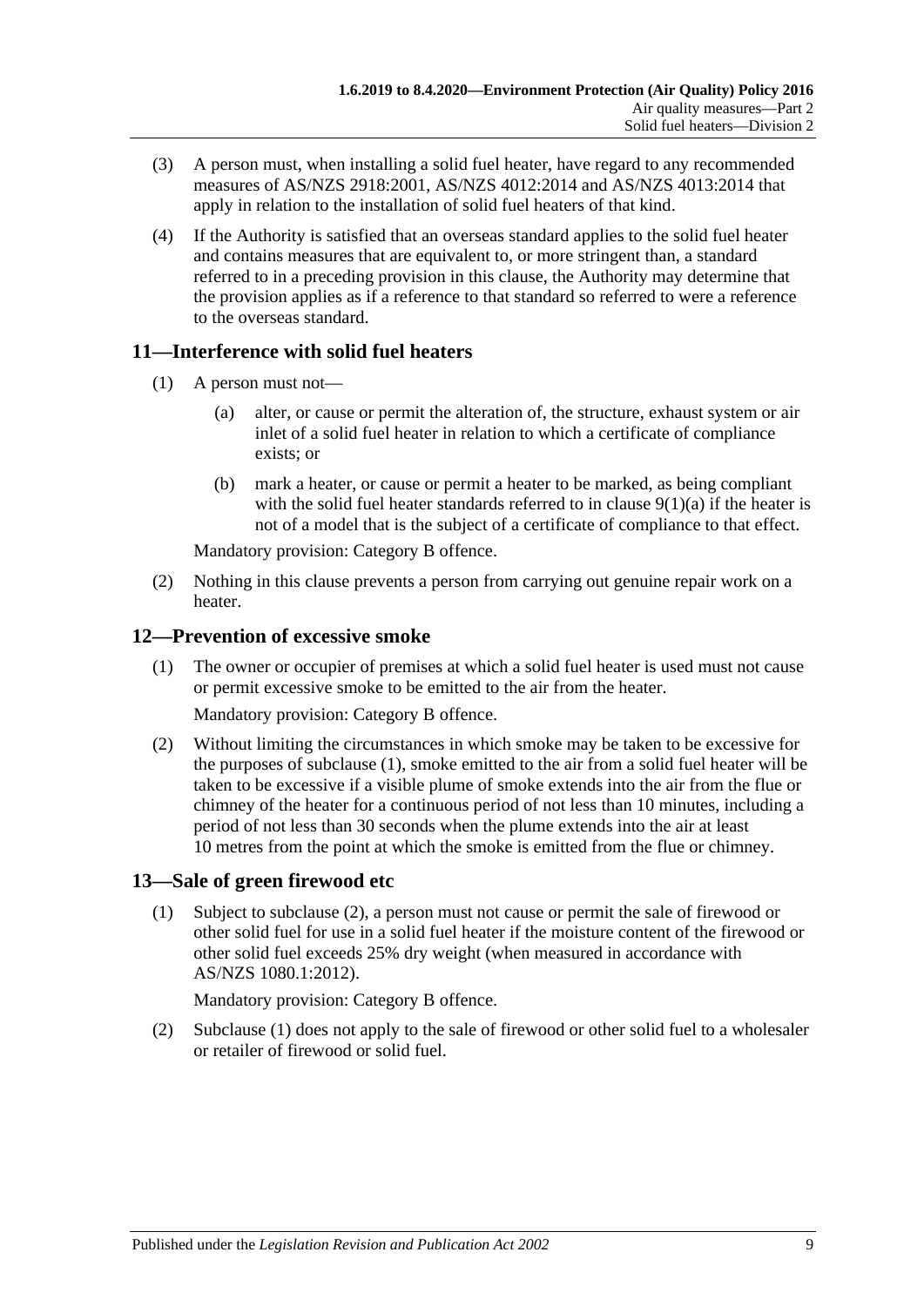(3) A person must, when installing a solid fuel heater, have regard to any recommended measures of AS/NZS 2918:2001, AS/NZS 4012:2014 and AS/NZS 4013:2014 that apply in relation to the installation of solid fuel heaters of that kind.

(4) If the Authority is satisfied that an overseas standard applies to the solid fuel heater and contains measures that are equivalent to, or more stringent than, a standard referred to in a preceding provision in this clause, the Authority may determine that the provision applies as if a reference to that standard so referred to were a reference to the overseas standard.

## 11—Interference with solid fuel heaters

(1) A person must not—

(a) alter, or cause or permit the alteration of, the structure, exhaust system or air inlet of a solid fuel heater in relation to which a certificate of compliance exists; or

(b) mark a heater, or cause or permit a heater to be marked, as being compliant with the solid fuel heater standards referred to in clause 9(1)(a) if the heater is not of a model that is the subject of a certificate of compliance to that effect.

Mandatory provision: Category B offence.

(2) Nothing in this clause prevents a person from carrying out genuine repair work on a heater.

## 12—Prevention of excessive smoke

(1) The owner or occupier of premises at which a solid fuel heater is used must not cause or permit excessive smoke to be emitted to the air from the heater.

Mandatory provision: Category B offence.

(2) Without limiting the circumstances in which smoke may be taken to be excessive for the purposes of subclause (1), smoke emitted to the air from a solid fuel heater will be taken to be excessive if a visible plume of smoke extends into the air from the flue or chimney of the heater for a continuous period of not less than 10 minutes, including a period of not less than 30 seconds when the plume extends into the air at least 10 metres from the point at which the smoke is emitted from the flue or chimney.

## 13—Sale of green firewood etc

(1) Subject to subclause (2), a person must not cause or permit the sale of firewood or other solid fuel for use in a solid fuel heater if the moisture content of the firewood or other solid fuel exceeds 25% dry weight (when measured in accordance with AS/NZS 1080.1:2012).

Mandatory provision: Category B offence.

(2) Subclause (1) does not apply to the sale of firewood or other solid fuel to a wholesaler or retailer of firewood or solid fuel.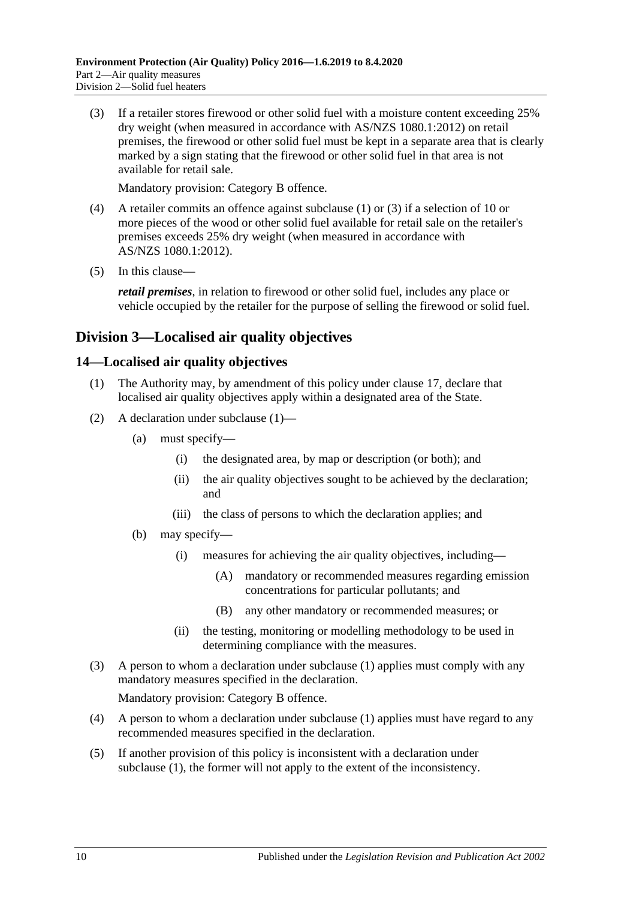(3) If a retailer stores firewood or other solid fuel with a moisture content exceeding 25% dry weight (when measured in accordance with AS/NZS 1080.1:2012) on retail premises, the firewood or other solid fuel must be kept in a separate area that is clearly marked by a sign stating that the firewood or other solid fuel in that area is not available for retail sale.

Mandatory provision: Category B offence.

(4) A retailer commits an offence against subclause (1) or (3) if a selection of 10 or more pieces of the wood or other solid fuel available for retail sale on the retailer's premises exceeds 25% dry weight (when measured in accordance with AS/NZS 1080.1:2012).

(5) In this clause—

***retail premises***, in relation to firewood or other solid fuel, includes any place or vehicle occupied by the retailer for the purpose of selling the firewood or solid fuel.

## Division 3—Localised air quality objectives

### 14—Localised air quality objectives

(1) The Authority may, by amendment of this policy under clause 17, declare that localised air quality objectives apply within a designated area of the State.

(2) A declaration under subclause (1)—

- (a) must specify—
  - (i) the designated area, by map or description (or both); and
  - (ii) the air quality objectives sought to be achieved by the declaration; and
  - (iii) the class of persons to which the declaration applies; and
- (b) may specify—
  - (i) measures for achieving the air quality objectives, including—
    - (A) mandatory or recommended measures regarding emission concentrations for particular pollutants; and
    - (B) any other mandatory or recommended measures; or
  - (ii) the testing, monitoring or modelling methodology to be used in determining compliance with the measures.

(3) A person to whom a declaration under subclause (1) applies must comply with any mandatory measures specified in the declaration.

Mandatory provision: Category B offence.

(4) A person to whom a declaration under subclause (1) applies must have regard to any recommended measures specified in the declaration.

(5) If another provision of this policy is inconsistent with a declaration under subclause (1), the former will not apply to the extent of the inconsistency.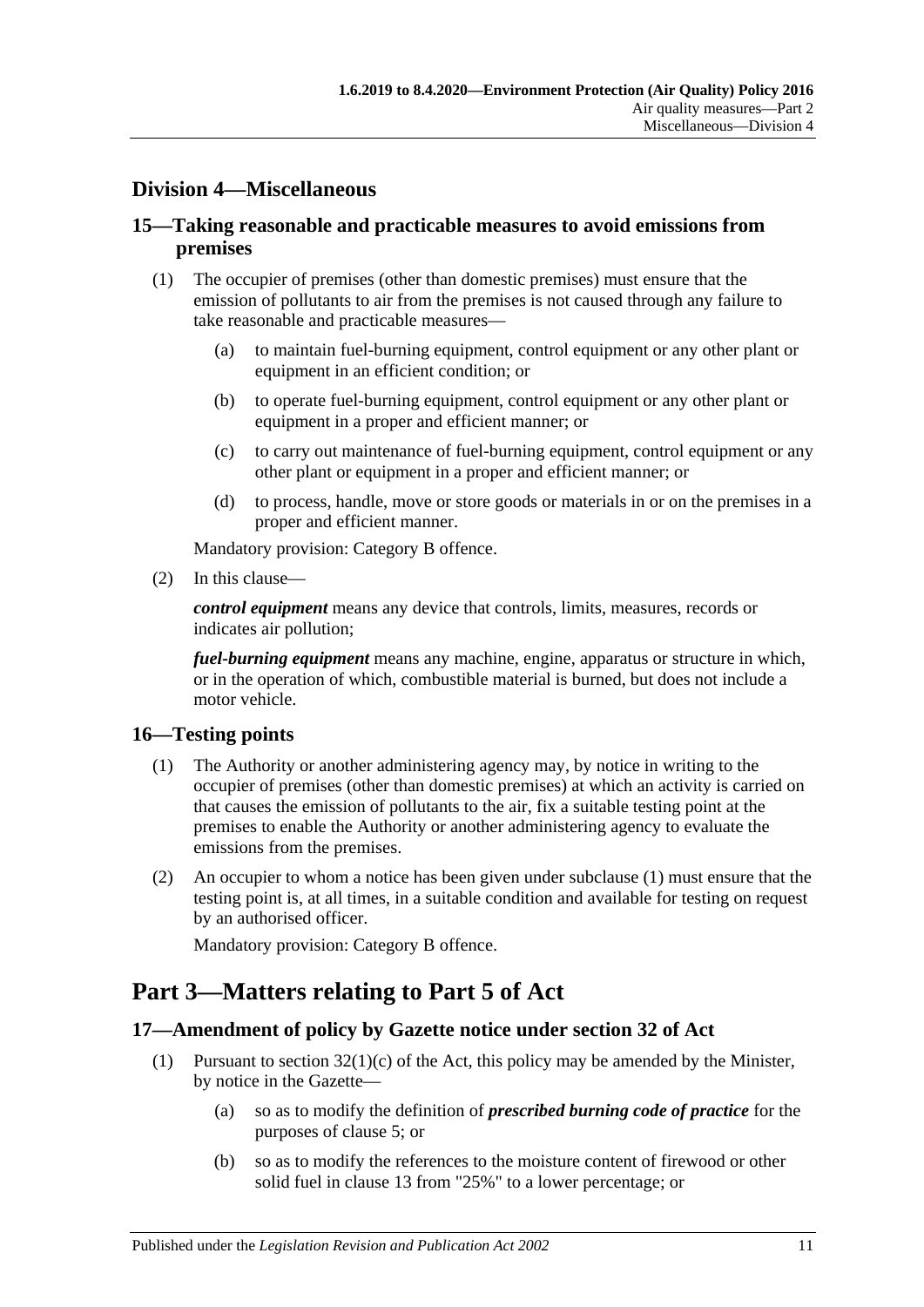## Division 4—Miscellaneous

### 15—Taking reasonable and practicable measures to avoid emissions from premises

(1) The occupier of premises (other than domestic premises) must ensure that the emission of pollutants to air from the premises is not caused through any failure to take reasonable and practicable measures—

- (a) to maintain fuel-burning equipment, control equipment or any other plant or equipment in an efficient condition; or
- (b) to operate fuel-burning equipment, control equipment or any other plant or equipment in a proper and efficient manner; or
- (c) to carry out maintenance of fuel-burning equipment, control equipment or any other plant or equipment in a proper and efficient manner; or
- (d) to process, handle, move or store goods or materials in or on the premises in a proper and efficient manner.

Mandatory provision: Category B offence.

(2) In this clause—

***control equipment*** means any device that controls, limits, measures, records or indicates air pollution;

***fuel-burning equipment*** means any machine, engine, apparatus or structure in which, or in the operation of which, combustible material is burned, but does not include a motor vehicle.

### 16—Testing points

(1) The Authority or another administering agency may, by notice in writing to the occupier of premises (other than domestic premises) at which an activity is carried on that causes the emission of pollutants to the air, fix a suitable testing point at the premises to enable the Authority or another administering agency to evaluate the emissions from the premises.

(2) An occupier to whom a notice has been given under subclause (1) must ensure that the testing point is, at all times, in a suitable condition and available for testing on request by an authorised officer.

Mandatory provision: Category B offence.

# Part 3—Matters relating to Part 5 of Act

### 17—Amendment of policy by Gazette notice under section 32 of Act

(1) Pursuant to section 32(1)(c) of the Act, this policy may be amended by the Minister, by notice in the Gazette—

- (a) so as to modify the definition of ***prescribed burning code of practice*** for the purposes of clause 5; or
- (b) so as to modify the references to the moisture content of firewood or other solid fuel in clause 13 from "25%" to a lower percentage; or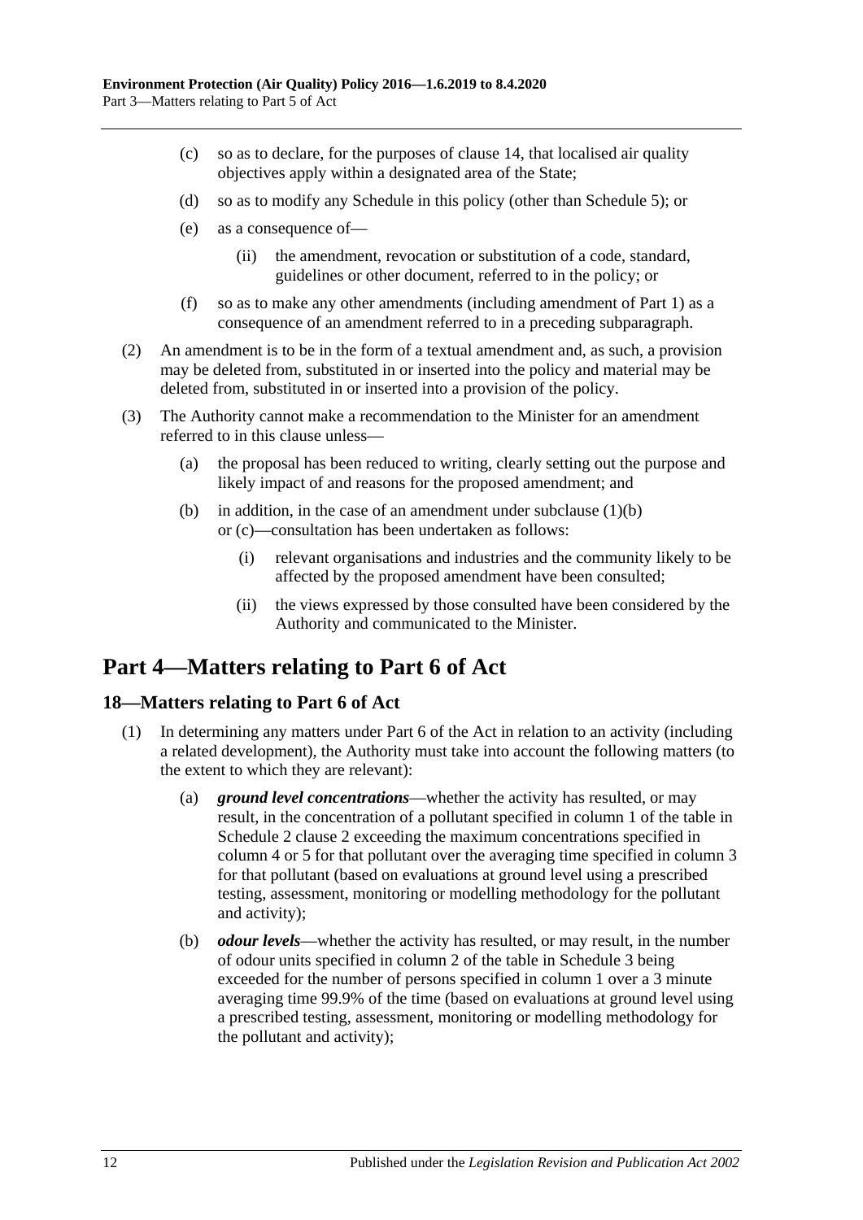(c) so as to declare, for the purposes of clause 14, that localised air quality objectives apply within a designated area of the State;

(d) so as to modify any Schedule in this policy (other than Schedule 5); or

(e) as a consequence of—

(ii) the amendment, revocation or substitution of a code, standard, guidelines or other document, referred to in the policy; or

(f) so as to make any other amendments (including amendment of Part 1) as a consequence of an amendment referred to in a preceding subparagraph.

(2) An amendment is to be in the form of a textual amendment and, as such, a provision may be deleted from, substituted in or inserted into the policy and material may be deleted from, substituted in or inserted into a provision of the policy.

(3) The Authority cannot make a recommendation to the Minister for an amendment referred to in this clause unless—

(a) the proposal has been reduced to writing, clearly setting out the purpose and likely impact of and reasons for the proposed amendment; and

(b) in addition, in the case of an amendment under subclause (1)(b) or (c)—consultation has been undertaken as follows:

(i) relevant organisations and industries and the community likely to be affected by the proposed amendment have been consulted;

(ii) the views expressed by those consulted have been considered by the Authority and communicated to the Minister.

# Part 4—Matters relating to Part 6 of Act

## 18—Matters relating to Part 6 of Act

(1) In determining any matters under Part 6 of the Act in relation to an activity (including a related development), the Authority must take into account the following matters (to the extent to which they are relevant):

(a) ***ground level concentrations***—whether the activity has resulted, or may result, in the concentration of a pollutant specified in column 1 of the table in Schedule 2 clause 2 exceeding the maximum concentrations specified in column 4 or 5 for that pollutant over the averaging time specified in column 3 for that pollutant (based on evaluations at ground level using a prescribed testing, assessment, monitoring or modelling methodology for the pollutant and activity);

(b) ***odour levels***—whether the activity has resulted, or may result, in the number of odour units specified in column 2 of the table in Schedule 3 being exceeded for the number of persons specified in column 1 over a 3 minute averaging time 99.9% of the time (based on evaluations at ground level using a prescribed testing, assessment, monitoring or modelling methodology for the pollutant and activity);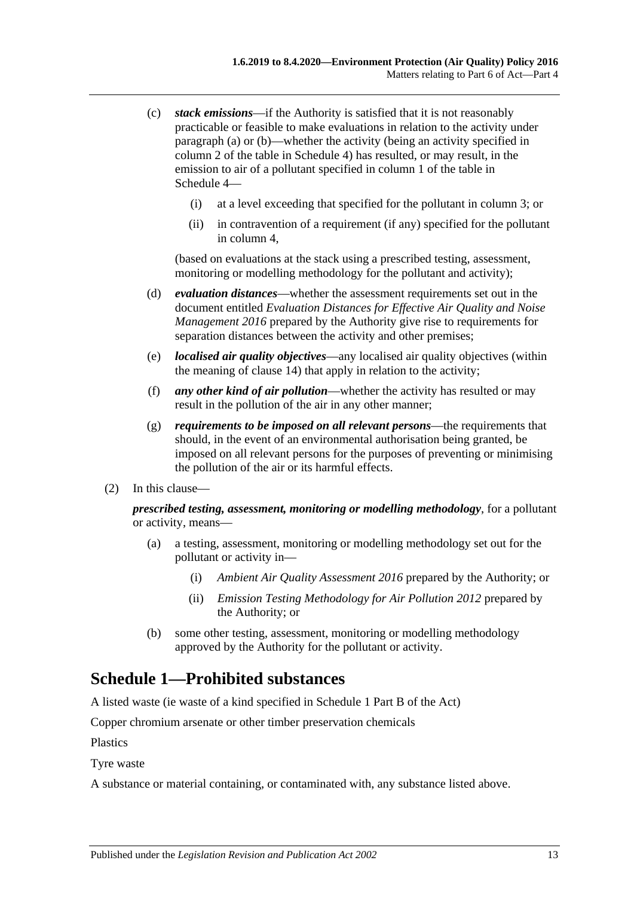(c) ***stack emissions***—if the Authority is satisfied that it is not reasonably practicable or feasible to make evaluations in relation to the activity under paragraph (a) or (b)—whether the activity (being an activity specified in column 2 of the table in Schedule 4) has resulted, or may result, in the emission to air of a pollutant specified in column 1 of the table in Schedule 4—

(i) at a level exceeding that specified for the pollutant in column 3; or

(ii) in contravention of a requirement (if any) specified for the pollutant in column 4,

(based on evaluations at the stack using a prescribed testing, assessment, monitoring or modelling methodology for the pollutant and activity);

(d) ***evaluation distances***—whether the assessment requirements set out in the document entitled *Evaluation Distances for Effective Air Quality and Noise Management 2016* prepared by the Authority give rise to requirements for separation distances between the activity and other premises;

(e) ***localised air quality objectives***—any localised air quality objectives (within the meaning of clause 14) that apply in relation to the activity;

(f) ***any other kind of air pollution***—whether the activity has resulted or may result in the pollution of the air in any other manner;

(g) ***requirements to be imposed on all relevant persons***—the requirements that should, in the event of an environmental authorisation being granted, be imposed on all relevant persons for the purposes of preventing or minimising the pollution of the air or its harmful effects.

(2) In this clause—

***prescribed testing, assessment, monitoring or modelling methodology***, for a pollutant or activity, means—

(a) a testing, assessment, monitoring or modelling methodology set out for the pollutant or activity in—

(i) *Ambient Air Quality Assessment 2016* prepared by the Authority; or

(ii) *Emission Testing Methodology for Air Pollution 2012* prepared by the Authority; or

(b) some other testing, assessment, monitoring or modelling methodology approved by the Authority for the pollutant or activity.

## Schedule 1—Prohibited substances

A listed waste (ie waste of a kind specified in Schedule 1 Part B of the Act)

Copper chromium arsenate or other timber preservation chemicals

Plastics

Tyre waste

A substance or material containing, or contaminated with, any substance listed above.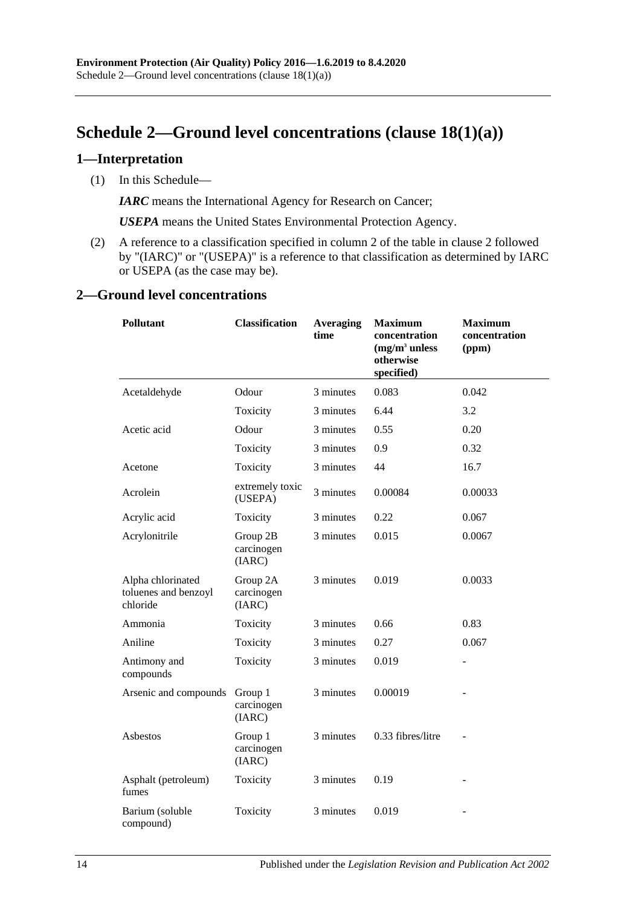# Schedule 2—Ground level concentrations (clause 18(1)(a))

## 1—Interpretation

(1) In this Schedule—

***IARC*** means the International Agency for Research on Cancer;

***USEPA*** means the United States Environmental Protection Agency.

(2) A reference to a classification specified in column 2 of the table in clause 2 followed by "(IARC)" or "(USEPA)" is a reference to that classification as determined by IARC or USEPA (as the case may be).

## 2—Ground level concentrations

| Pollutant | Classification | Averaging time | Maximum concentration ($mg/m^3$ unless otherwise specified) | Maximum concentration (ppm) |
|---|---|---|---|---|
| Acetaldehyde | Odour | 3 minutes | 0.083 | 0.042 |
| | Toxicity | 3 minutes | 6.44 | 3.2 |
| Acetic acid | Odour | 3 minutes | 0.55 | 0.20 |
| | Toxicity | 3 minutes | 0.9 | 0.32 |
| Acetone | Toxicity | 3 minutes | 44 | 16.7 |
| Acrolein | extremely toxic (USEPA) | 3 minutes | 0.00084 | 0.00033 |
| Acrylic acid | Toxicity | 3 minutes | 0.22 | 0.067 |
| Acrylonitrile | Group 2B carcinogen (IARC) | 3 minutes | 0.015 | 0.0067 |
| Alpha chlorinated toluenes and benzoyl chloride | Group 2A carcinogen (IARC) | 3 minutes | 0.019 | 0.0033 |
| Ammonia | Toxicity | 3 minutes | 0.66 | 0.83 |
| Aniline | Toxicity | 3 minutes | 0.27 | 0.067 |
| Antimony and compounds | Toxicity | 3 minutes | 0.019 | - |
| Arsenic and compounds | Group 1 carcinogen (IARC) | 3 minutes | 0.00019 | - |
| Asbestos | Group 1 carcinogen (IARC) | 3 minutes | 0.33 fibres/litre | - |
| Asphalt (petroleum) fumes | Toxicity | 3 minutes | 0.19 | - |
| Barium (soluble compound) | Toxicity | 3 minutes | 0.019 | - |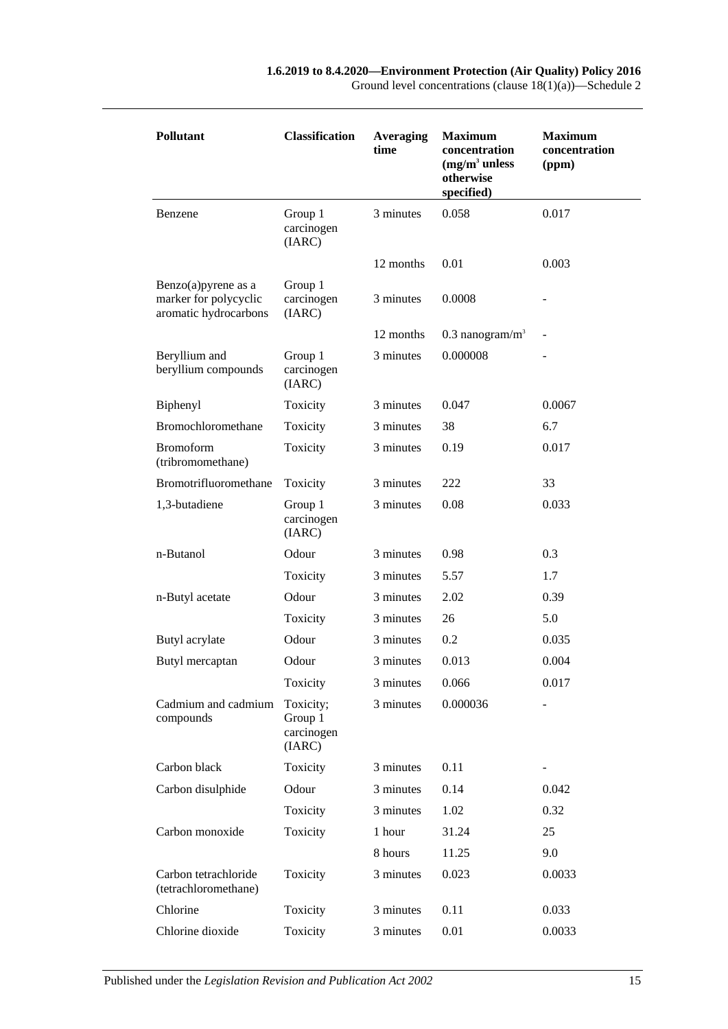| Pollutant | Classification | Averaging time | Maximum concentration ($mg/m^3$ unless otherwise specified) | Maximum concentration (ppm) |
|---|---|---|---|---|
| Benzene | Group 1 carcinogen (IARC) | 3 minutes | 0.058 | 0.017 |
| | | 12 months | 0.01 | 0.003 |
| Benzo(a)pyrene as a marker for polycyclic aromatic hydrocarbons | Group 1 carcinogen (IARC) | 3 minutes | 0.0008 | - |
| | | 12 months | 0.3 $nanogram/m^3$ | - |
| Beryllium and beryllium compounds | Group 1 carcinogen (IARC) | 3 minutes | 0.000008 | - |
| Biphenyl | Toxicity | 3 minutes | 0.047 | 0.0067 |
| Bromochloromethane | Toxicity | 3 minutes | 38 | 6.7 |
| Bromoform (tribromomethane) | Toxicity | 3 minutes | 0.19 | 0.017 |
| Bromotrifluoromethane | Toxicity | 3 minutes | 222 | 33 |
| 1,3-butadiene | Group 1 carcinogen (IARC) | 3 minutes | 0.08 | 0.033 |
| n-Butanol | Odour | 3 minutes | 0.98 | 0.3 |
| | Toxicity | 3 minutes | 5.57 | 1.7 |
| n-Butyl acetate | Odour | 3 minutes | 2.02 | 0.39 |
| | Toxicity | 3 minutes | 26 | 5.0 |
| Butyl acrylate | Odour | 3 minutes | 0.2 | 0.035 |
| Butyl mercaptan | Odour | 3 minutes | 0.013 | 0.004 |
| | Toxicity | 3 minutes | 0.066 | 0.017 |
| Cadmium and cadmium compounds | Toxicity; Group 1 carcinogen (IARC) | 3 minutes | 0.000036 | - |
| Carbon black | Toxicity | 3 minutes | 0.11 | - |
| Carbon disulphide | Odour | 3 minutes | 0.14 | 0.042 |
| | Toxicity | 3 minutes | 1.02 | 0.32 |
| Carbon monoxide | Toxicity | 1 hour | 31.24 | 25 |
| | | 8 hours | 11.25 | 9.0 |
| Carbon tetrachloride (tetrachloromethane) | Toxicity | 3 minutes | 0.023 | 0.0033 |
| Chlorine | Toxicity | 3 minutes | 0.11 | 0.033 |
| Chlorine dioxide | Toxicity | 3 minutes | 0.01 | 0.0033 |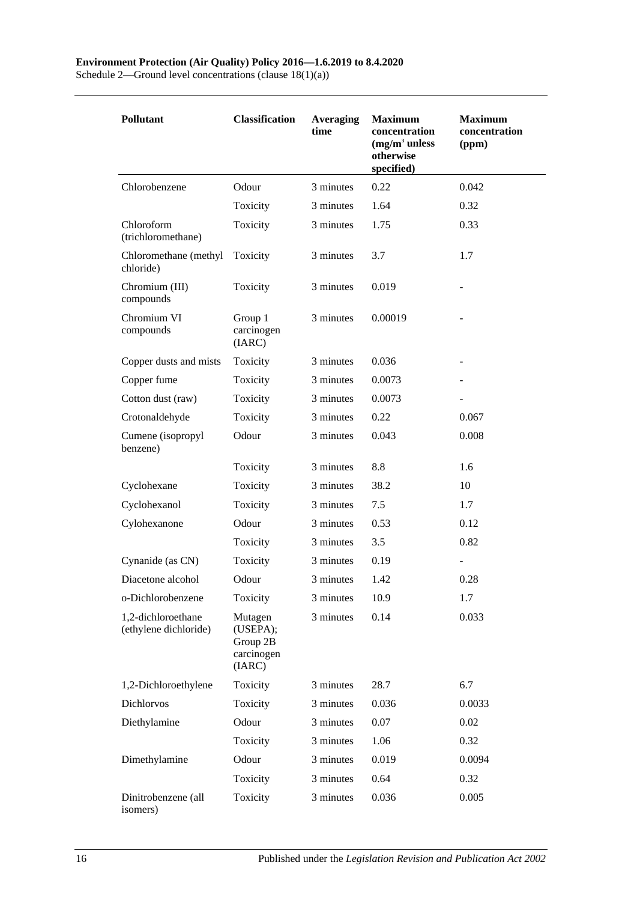| Pollutant | Classification | Averaging time | Maximum concentration ($mg/m^3$ unless otherwise specified) | Maximum concentration (ppm) |
|---|---|---|---|---|
| Chlorobenzene | Odour | 3 minutes | 0.22 | 0.042 |
| | Toxicity | 3 minutes | 1.64 | 0.32 |
| Chloroform (trichloromethane) | Toxicity | 3 minutes | 1.75 | 0.33 |
| Chloromethane (methyl chloride) | Toxicity | 3 minutes | 3.7 | 1.7 |
| Chromium (III) compounds | Toxicity | 3 minutes | 0.019 | - |
| Chromium VI compounds | Group 1 carcinogen (IARC) | 3 minutes | 0.00019 | - |
| Copper dusts and mists | Toxicity | 3 minutes | 0.036 | - |
| Copper fume | Toxicity | 3 minutes | 0.0073 | - |
| Cotton dust (raw) | Toxicity | 3 minutes | 0.0073 | - |
| Crotonaldehyde | Toxicity | 3 minutes | 0.22 | 0.067 |
| Cumene (isopropyl benzene) | Odour | 3 minutes | 0.043 | 0.008 |
| | Toxicity | 3 minutes | 8.8 | 1.6 |
| Cyclohexane | Toxicity | 3 minutes | 38.2 | 10 |
| Cyclohexanol | Toxicity | 3 minutes | 7.5 | 1.7 |
| Cylohexanone | Odour | 3 minutes | 0.53 | 0.12 |
| | Toxicity | 3 minutes | 3.5 | 0.82 |
| Cynanide (as CN) | Toxicity | 3 minutes | 0.19 | - |
| Diacetone alcohol | Odour | 3 minutes | 1.42 | 0.28 |
| o-Dichlorobenzene | Toxicity | 3 minutes | 10.9 | 1.7 |
| 1,2-dichloroethane (ethylene dichloride) | Mutagen (USEPA); Group 2B carcinogen (IARC) | 3 minutes | 0.14 | 0.033 |
| 1,2-Dichloroethylene | Toxicity | 3 minutes | 28.7 | 6.7 |
| Dichlorvos | Toxicity | 3 minutes | 0.036 | 0.0033 |
| Diethylamine | Odour | 3 minutes | 0.07 | 0.02 |
| | Toxicity | 3 minutes | 1.06 | 0.32 |
| Dimethylamine | Odour | 3 minutes | 0.019 | 0.0094 |
| | Toxicity | 3 minutes | 0.64 | 0.32 |
| Dinitrobenzene (all isomers) | Toxicity | 3 minutes | 0.036 | 0.005 |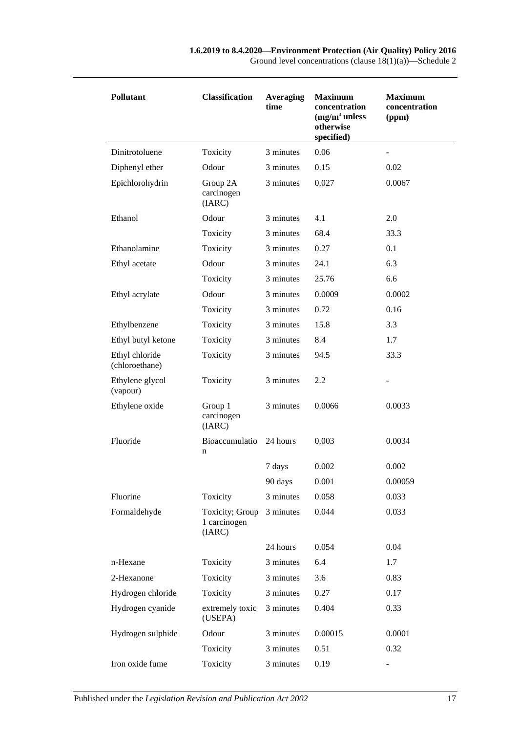| Pollutant | Classification | Averaging time | Maximum concentration ($mg/m^3$ unless otherwise specified) | Maximum concentration (ppm) |
|---|---|---|---|---|
| Dinitrotoluene | Toxicity | 3 minutes | 0.06 | - |
| Diphenyl ether | Odour | 3 minutes | 0.15 | 0.02 |
| Epichlorohydrin | Group 2A carcinogen (IARC) | 3 minutes | 0.027 | 0.0067 |
| Ethanol | Odour | 3 minutes | 4.1 | 2.0 |
| | Toxicity | 3 minutes | 68.4 | 33.3 |
| Ethanolamine | Toxicity | 3 minutes | 0.27 | 0.1 |
| Ethyl acetate | Odour | 3 minutes | 24.1 | 6.3 |
| | Toxicity | 3 minutes | 25.76 | 6.6 |
| Ethyl acrylate | Odour | 3 minutes | 0.0009 | 0.0002 |
| | Toxicity | 3 minutes | 0.72 | 0.16 |
| Ethylbenzene | Toxicity | 3 minutes | 15.8 | 3.3 |
| Ethyl butyl ketone | Toxicity | 3 minutes | 8.4 | 1.7 |
| Ethyl chloride (chloroethane) | Toxicity | 3 minutes | 94.5 | 33.3 |
| Ethylene glycol (vapour) | Toxicity | 3 minutes | 2.2 | - |
| Ethylene oxide | Group 1 carcinogen (IARC) | 3 minutes | 0.0066 | 0.0033 |
| Fluoride | Bioaccumulation | 24 hours | 0.003 | 0.0034 |
| | | 7 days | 0.002 | 0.002 |
| | | 90 days | 0.001 | 0.00059 |
| Fluorine | Toxicity | 3 minutes | 0.058 | 0.033 |
| Formaldehyde | Toxicity; Group 1 carcinogen (IARC) | 3 minutes | 0.044 | 0.033 |
| | | 24 hours | 0.054 | 0.04 |
| n-Hexane | Toxicity | 3 minutes | 6.4 | 1.7 |
| 2-Hexanone | Toxicity | 3 minutes | 3.6 | 0.83 |
| Hydrogen chloride | Toxicity | 3 minutes | 0.27 | 0.17 |
| Hydrogen cyanide | extremely toxic (USEPA) | 3 minutes | 0.404 | 0.33 |
| Hydrogen sulphide | Odour | 3 minutes | 0.00015 | 0.0001 |
| | Toxicity | 3 minutes | 0.51 | 0.32 |
| Iron oxide fume | Toxicity | 3 minutes | 0.19 | - |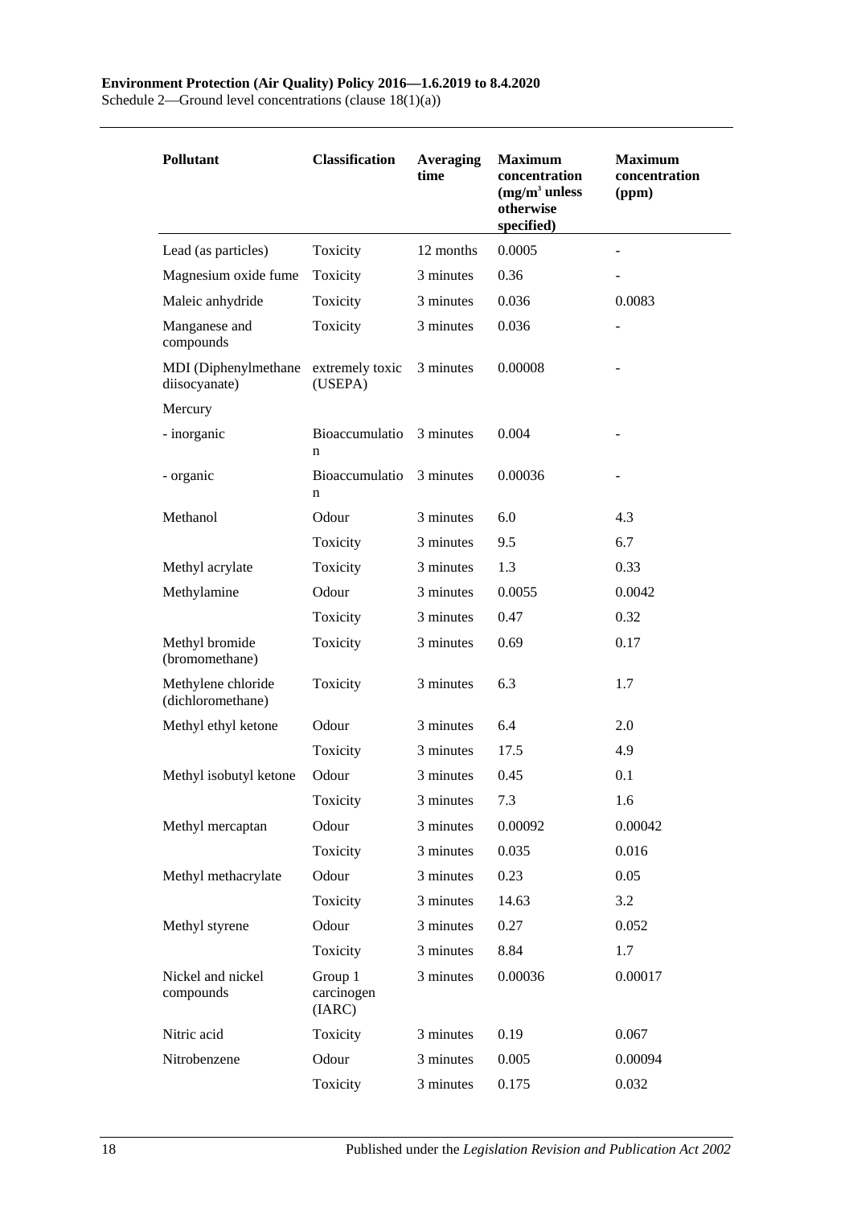| Pollutant | Classification | Averaging time | Maximum concentration ($mg/m^3$ unless otherwise specified) | Maximum concentration (ppm) |
|---|---|---|---|---|
| Lead (as particles) | Toxicity | 12 months | 0.0005 | - |
| Magnesium oxide fume | Toxicity | 3 minutes | 0.36 | - |
| Maleic anhydride | Toxicity | 3 minutes | 0.036 | 0.0083 |
| Manganese and compounds | Toxicity | 3 minutes | 0.036 | - |
| MDI (Diphenylmethane diisocyanate) | extremely toxic (USEPA) | 3 minutes | 0.00008 | - |
| Mercury | | | | |
| - inorganic | Bioaccumulation | 3 minutes | 0.004 | - |
| - organic | Bioaccumulation | 3 minutes | 0.00036 | - |
| Methanol | Odour | 3 minutes | 6.0 | 4.3 |
| | Toxicity | 3 minutes | 9.5 | 6.7 |
| Methyl acrylate | Toxicity | 3 minutes | 1.3 | 0.33 |
| Methylamine | Odour | 3 minutes | 0.0055 | 0.0042 |
| | Toxicity | 3 minutes | 0.47 | 0.32 |
| Methyl bromide (bromomethane) | Toxicity | 3 minutes | 0.69 | 0.17 |
| Methylene chloride (dichloromethane) | Toxicity | 3 minutes | 6.3 | 1.7 |
| Methyl ethyl ketone | Odour | 3 minutes | 6.4 | 2.0 |
| | Toxicity | 3 minutes | 17.5 | 4.9 |
| Methyl isobutyl ketone | Odour | 3 minutes | 0.45 | 0.1 |
| | Toxicity | 3 minutes | 7.3 | 1.6 |
| Methyl mercaptan | Odour | 3 minutes | 0.00092 | 0.00042 |
| | Toxicity | 3 minutes | 0.035 | 0.016 |
| Methyl methacrylate | Odour | 3 minutes | 0.23 | 0.05 |
| | Toxicity | 3 minutes | 14.63 | 3.2 |
| Methyl styrene | Odour | 3 minutes | 0.27 | 0.052 |
| | Toxicity | 3 minutes | 8.84 | 1.7 |
| Nickel and nickel compounds | Group 1 carcinogen (IARC) | 3 minutes | 0.00036 | 0.00017 |
| Nitric acid | Toxicity | 3 minutes | 0.19 | 0.067 |
| Nitrobenzene | Odour | 3 minutes | 0.005 | 0.00094 |
| | Toxicity | 3 minutes | 0.175 | 0.032 |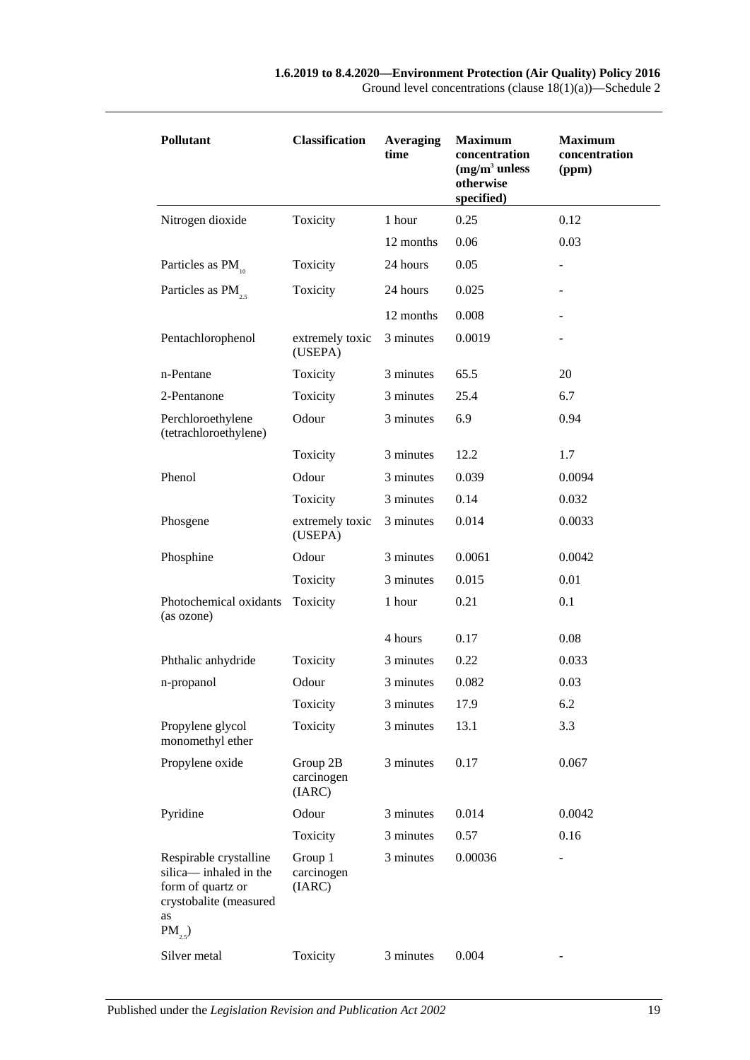| Pollutant | Classification | Averaging time | Maximum concentration ($mg/m^3$ unless otherwise specified) | Maximum concentration (ppm) |
|---|---|---|---|---|
| Nitrogen dioxide | Toxicity | 1 hour | 0.25 | 0.12 |
| | | 12 months | 0.06 | 0.03 |
| Particles as $PM_{10}$ | Toxicity | 24 hours | 0.05 | - |
| Particles as $PM_{2.5}$ | Toxicity | 24 hours | 0.025 | - |
| | | 12 months | 0.008 | - |
| Pentachlorophenol | extremely toxic (USEPA) | 3 minutes | 0.0019 | - |
| n-Pentane | Toxicity | 3 minutes | 65.5 | 20 |
| 2-Pentanone | Toxicity | 3 minutes | 25.4 | 6.7 |
| Perchloroethylene (tetrachloroethylene) | Odour | 3 minutes | 6.9 | 0.94 |
| | Toxicity | 3 minutes | 12.2 | 1.7 |
| Phenol | Odour | 3 minutes | 0.039 | 0.0094 |
| | Toxicity | 3 minutes | 0.14 | 0.032 |
| Phosgene | extremely toxic (USEPA) | 3 minutes | 0.014 | 0.0033 |
| Phosphine | Odour | 3 minutes | 0.0061 | 0.0042 |
| | Toxicity | 3 minutes | 0.015 | 0.01 |
| Photochemical oxidants (as ozone) | Toxicity | 1 hour | 0.21 | 0.1 |
| | | 4 hours | 0.17 | 0.08 |
| Phthalic anhydride | Toxicity | 3 minutes | 0.22 | 0.033 |
| n-propanol | Odour | 3 minutes | 0.082 | 0.03 |
| | Toxicity | 3 minutes | 17.9 | 6.2 |
| Propylene glycol monomethyl ether | Toxicity | 3 minutes | 13.1 | 3.3 |
| Propylene oxide | Group 2B carcinogen (IARC) | 3 minutes | 0.17 | 0.067 |
| Pyridine | Odour | 3 minutes | 0.014 | 0.0042 |
| | Toxicity | 3 minutes | 0.57 | 0.16 |
| Respirable crystalline silica— inhaled in the form of quartz or crystobalite (measured as $PM_{2.5}$) | Group 1 carcinogen (IARC) | 3 minutes | 0.00036 | - |
| Silver metal | Toxicity | 3 minutes | 0.004 | - |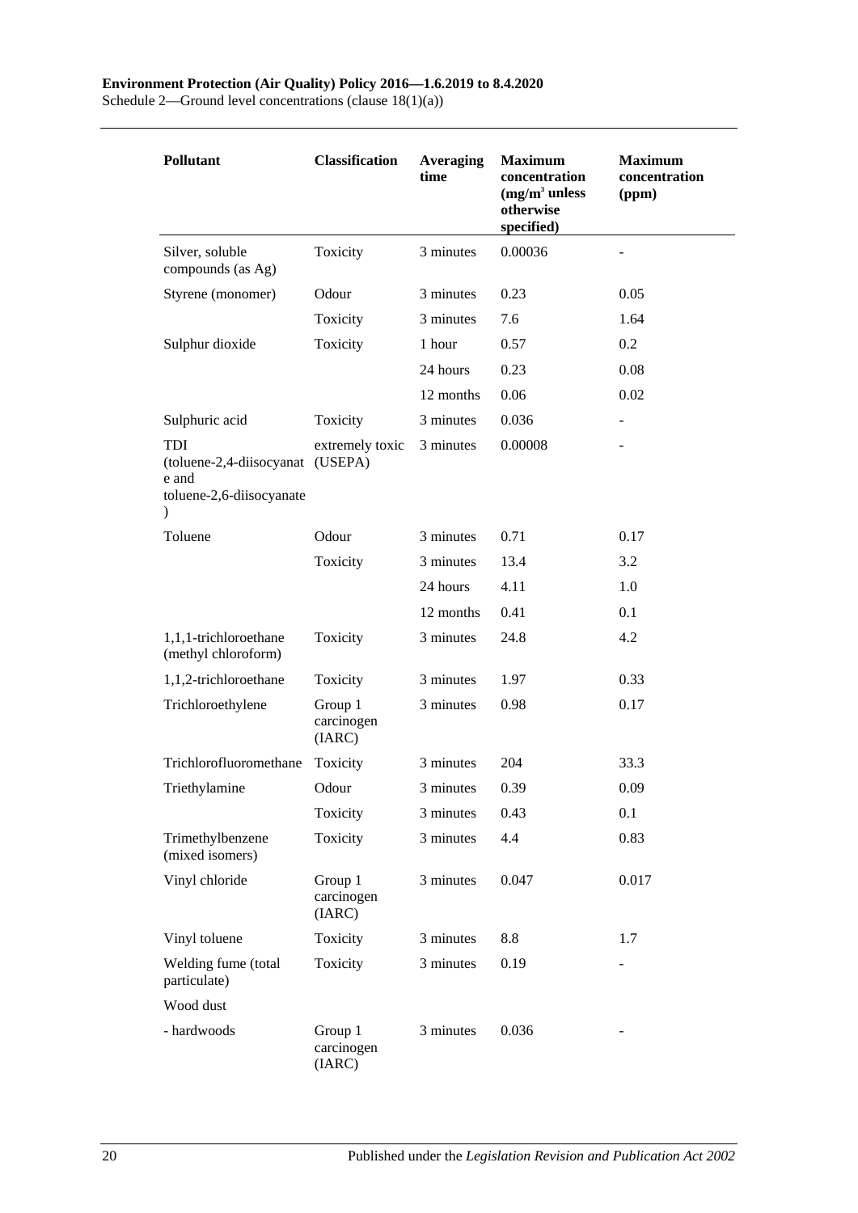| Pollutant | Classification | Averaging time | Maximum concentration ($mg/m^3$ unless otherwise specified) | Maximum concentration (ppm) |
|---|---|---|---|---|
| Silver, soluble compounds (as Ag) | Toxicity | 3 minutes | 0.00036 | - |
| Styrene (monomer) | Odour | 3 minutes | 0.23 | 0.05 |
| | Toxicity | 3 minutes | 7.6 | 1.64 |
| Sulphur dioxide | Toxicity | 1 hour | 0.57 | 0.2 |
| | | 24 hours | 0.23 | 0.08 |
| | | 12 months | 0.06 | 0.02 |
| Sulphuric acid | Toxicity | 3 minutes | 0.036 | - |
| TDI (toluene-2,4-diisocyanate and toluene-2,6-diisocyanate) | extremely toxic (USEPA) | 3 minutes | 0.00008 | - |
| Toluene | Odour | 3 minutes | 0.71 | 0.17 |
| | Toxicity | 3 minutes | 13.4 | 3.2 |
| | | 24 hours | 4.11 | 1.0 |
| | | 12 months | 0.41 | 0.1 |
| 1,1,1-trichloroethane (methyl chloroform) | Toxicity | 3 minutes | 24.8 | 4.2 |
| 1,1,2-trichloroethane | Toxicity | 3 minutes | 1.97 | 0.33 |
| Trichloroethylene | Group 1 carcinogen (IARC) | 3 minutes | 0.98 | 0.17 |
| Trichlorofluoromethane | Toxicity | 3 minutes | 204 | 33.3 |
| Triethylamine | Odour | 3 minutes | 0.39 | 0.09 |
| | Toxicity | 3 minutes | 0.43 | 0.1 |
| Trimethylbenzene (mixed isomers) | Toxicity | 3 minutes | 4.4 | 0.83 |
| Vinyl chloride | Group 1 carcinogen (IARC) | 3 minutes | 0.047 | 0.017 |
| Vinyl toluene | Toxicity | 3 minutes | 8.8 | 1.7 |
| Welding fume (total particulate) | Toxicity | 3 minutes | 0.19 | - |
| Wood dust | | | | |
| - hardwoods | Group 1 carcinogen (IARC) | 3 minutes | 0.036 | - |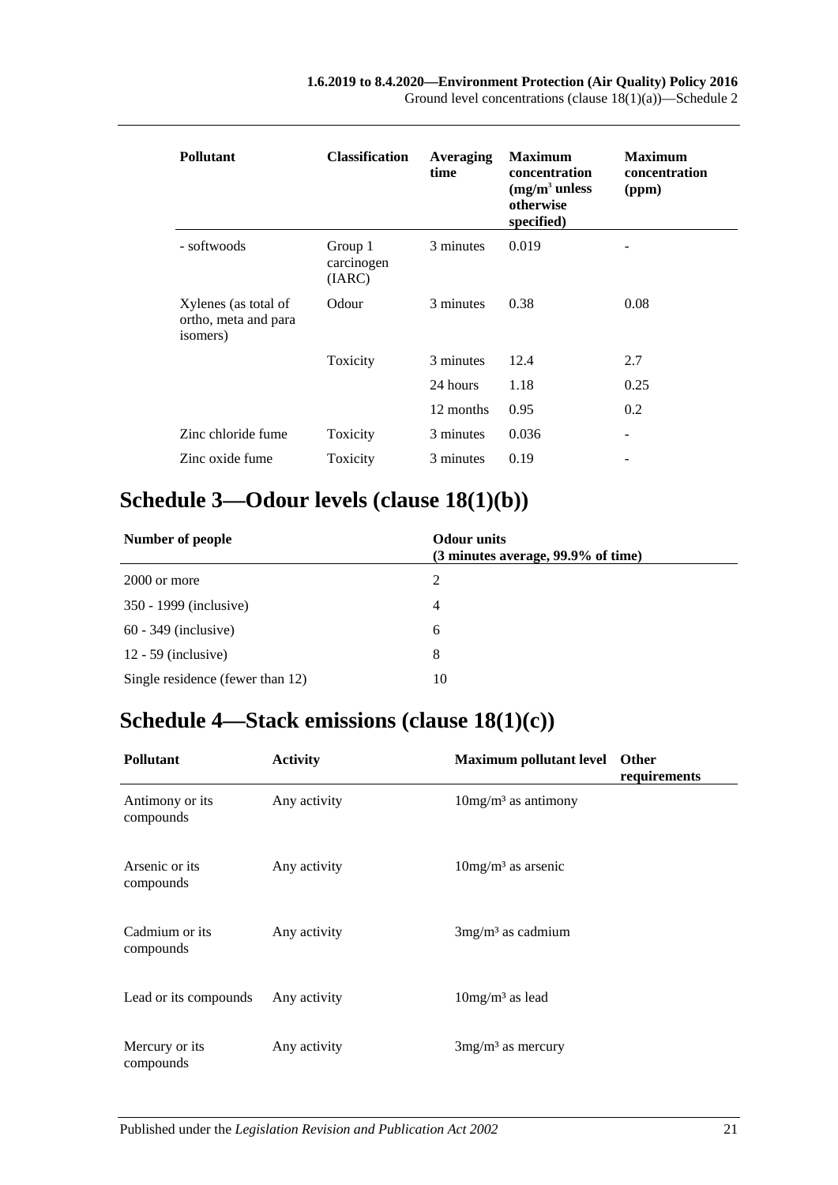| Pollutant | Classification | Averaging time | Maximum concentration ($mg/m^3$ unless otherwise specified) | Maximum concentration (ppm) |
|---|---|---|---|---|
| - softwoods | Group 1 carcinogen (IARC) | 3 minutes | 0.019 | - |
| Xylenes (as total of ortho, meta and para isomers) | Odour | 3 minutes | 0.38 | 0.08 |
| | Toxicity | 3 minutes | 12.4 | 2.7 |
| | | 24 hours | 1.18 | 0.25 |
| | | 12 months | 0.95 | 0.2 |
| Zinc chloride fume | Toxicity | 3 minutes | 0.036 | - |
| Zinc oxide fume | Toxicity | 3 minutes | 0.19 | - |

## Schedule 3—Odour levels (clause 18(1)(b))

| Number of people | Odour units (3 minutes average, 99.9% of time) |
|---|---|
| 2000 or more | 2 |
| 350 - 1999 (inclusive) | 4 |
| 60 - 349 (inclusive) | 6 |
| 12 - 59 (inclusive) | 8 |
| Single residence (fewer than 12) | 10 |

## Schedule 4—Stack emissions (clause 18(1)(c))

| Pollutant | Activity | Maximum pollutant level | Other requirements |
|---|---|---|---|
| Antimony or its compounds | Any activity | $10mg/m^3$ as antimony | |
| Arsenic or its compounds | Any activity | $10mg/m^3$ as arsenic | |
| Cadmium or its compounds | Any activity | $3mg/m^3$ as cadmium | |
| Lead or its compounds | Any activity | $10mg/m^3$ as lead | |
| Mercury or its compounds | Any activity | $3mg/m^3$ as mercury | |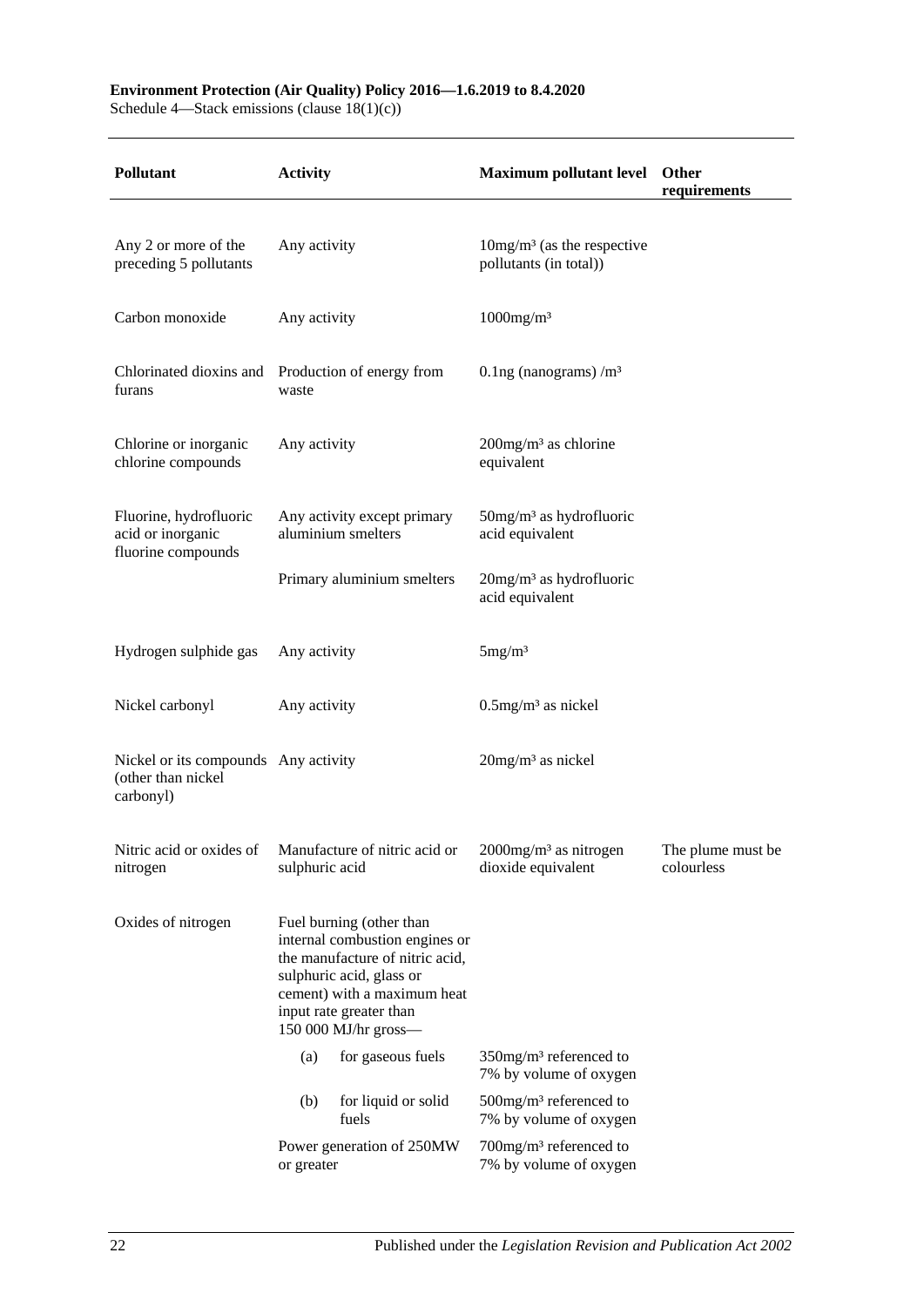| Pollutant | Activity | Maximum pollutant level | Other requirements |
|---|---|---|---|
| Any 2 or more of the preceding 5 pollutants | Any activity | 10mg/m³ (as the respective pollutants (in total)) | |
| Carbon monoxide | Any activity | 1000mg/m³ | |
| Chlorinated dioxins and furans | Production of energy from waste | 0.1ng (nanograms) /m³ | |
| Chlorine or inorganic chlorine compounds | Any activity | 200mg/m³ as chlorine equivalent | |
| Fluorine, hydrofluoric acid or inorganic fluorine compounds | Any activity except primary aluminium smelters | 50mg/m³ as hydrofluoric acid equivalent | |
| | Primary aluminium smelters | 20mg/m³ as hydrofluoric acid equivalent | |
| Hydrogen sulphide gas | Any activity | 5mg/m³ | |
| Nickel carbonyl | Any activity | 0.5mg/m³ as nickel | |
| Nickel or its compounds (other than nickel carbonyl) | Any activity | 20mg/m³ as nickel | |
| Nitric acid or oxides of nitrogen | Manufacture of nitric acid or sulphuric acid | 2000mg/m³ as nitrogen dioxide equivalent | The plume must be colourless |
| Oxides of nitrogen | Fuel burning (other than internal combustion engines or the manufacture of nitric acid, sulphuric acid, glass or cement) with a maximum heat input rate greater than 150 000 MJ/hr gross— | | |
| | (a) for gaseous fuels | 350mg/m³ referenced to 7% by volume of oxygen | |
| | (b) for liquid or solid fuels | 500mg/m³ referenced to 7% by volume of oxygen | |
| | Power generation of 250MW or greater | 700mg/m³ referenced to 7% by volume of oxygen | |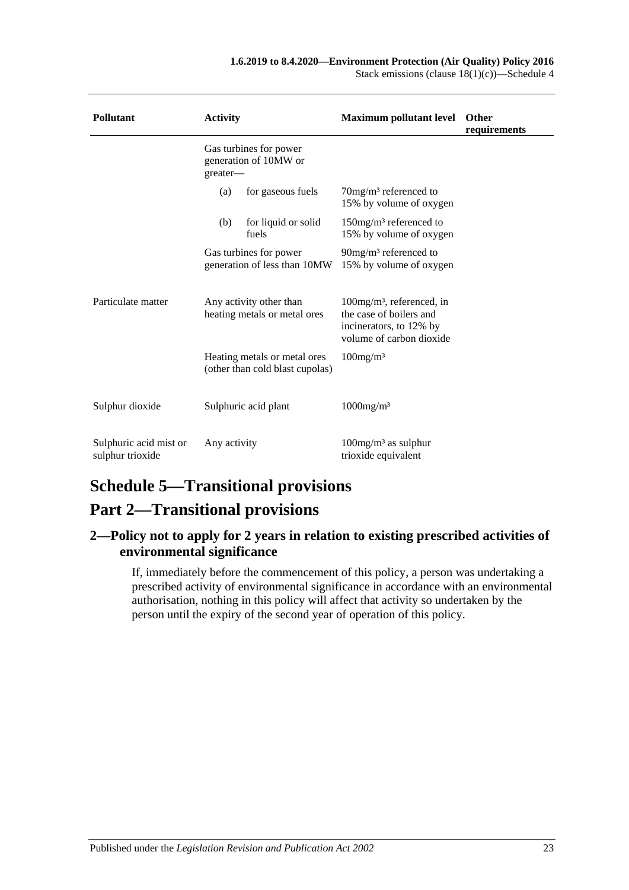| Pollutant | Activity | Maximum pollutant level | Other requirements |
|---|---|---|---|
| | Gas turbines for power generation of 10MW or greater— | | |
| | (a) for gaseous fuels | 70mg/m³ referenced to 15% by volume of oxygen | |
| | (b) for liquid or solid fuels | 150mg/m³ referenced to 15% by volume of oxygen | |
| | Gas turbines for power generation of less than 10MW | 90mg/m³ referenced to 15% by volume of oxygen | |
| Particulate matter | Any activity other than heating metals or metal ores | 100mg/m³, referenced, in the case of boilers and incinerators, to 12% by volume of carbon dioxide | |
| | Heating metals or metal ores (other than cold blast cupolas) | 100mg/m³ | |
| Sulphur dioxide | Sulphuric acid plant | 1000mg/m³ | |
| Sulphuric acid mist or sulphur trioxide | Any activity | 100mg/m³ as sulphur trioxide equivalent | |

# Schedule 5—Transitional provisions

# Part 2—Transitional provisions

## 2—Policy not to apply for 2 years in relation to existing prescribed activities of environmental significance

If, immediately before the commencement of this policy, a person was undertaking a prescribed activity of environmental significance in accordance with an environmental authorisation, nothing in this policy will affect that activity so undertaken by the person until the expiry of the second year of operation of this policy.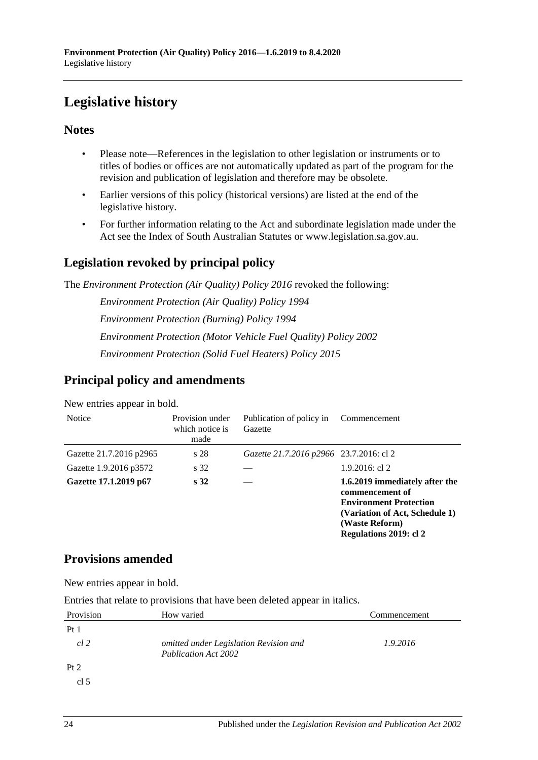# Legislative history

## Notes

- Please note—References in the legislation to other legislation or instruments or to titles of bodies or offices are not automatically updated as part of the program for the revision and publication of legislation and therefore may be obsolete.
- Earlier versions of this policy (historical versions) are listed at the end of the legislative history.
- For further information relating to the Act and subordinate legislation made under the Act see the Index of South Australian Statutes or www.legislation.sa.gov.au.

## Legislation revoked by principal policy

The *Environment Protection (Air Quality) Policy 2016* revoked the following:

*Environment Protection (Air Quality) Policy 1994*

*Environment Protection (Burning) Policy 1994*

*Environment Protection (Motor Vehicle Fuel Quality) Policy 2002*

*Environment Protection (Solid Fuel Heaters) Policy 2015*

## Principal policy and amendments

New entries appear in bold.

| Notice | Provision under which notice is made | Publication of policy in Gazette | Commencement |
|---|---|---|---|
| Gazette 21.7.2016 p2965 | s 28 | *Gazette 21.7.2016 p2966* | 23.7.2016: cl 2 |
| Gazette 1.9.2016 p3572 | s 32 | — | 1.9.2016: cl 2 |
| **Gazette 17.1.2019 p67** | **s 32** | **—** | **1.6.2019 immediately after the commencement of Environment Protection (Variation of Act, Schedule 1) (Waste Reform) Regulations 2019: cl 2** |

## Provisions amended

New entries appear in bold.

Entries that relate to provisions that have been deleted appear in italics.

| Provision | How varied | Commencement |
|---|---|---|
| Pt 1 | | |
| *cl 2* | *omitted under Legislation Revision and Publication Act 2002* | *1.9.2016* |
| Pt 2 | | |
| cl 5 | | |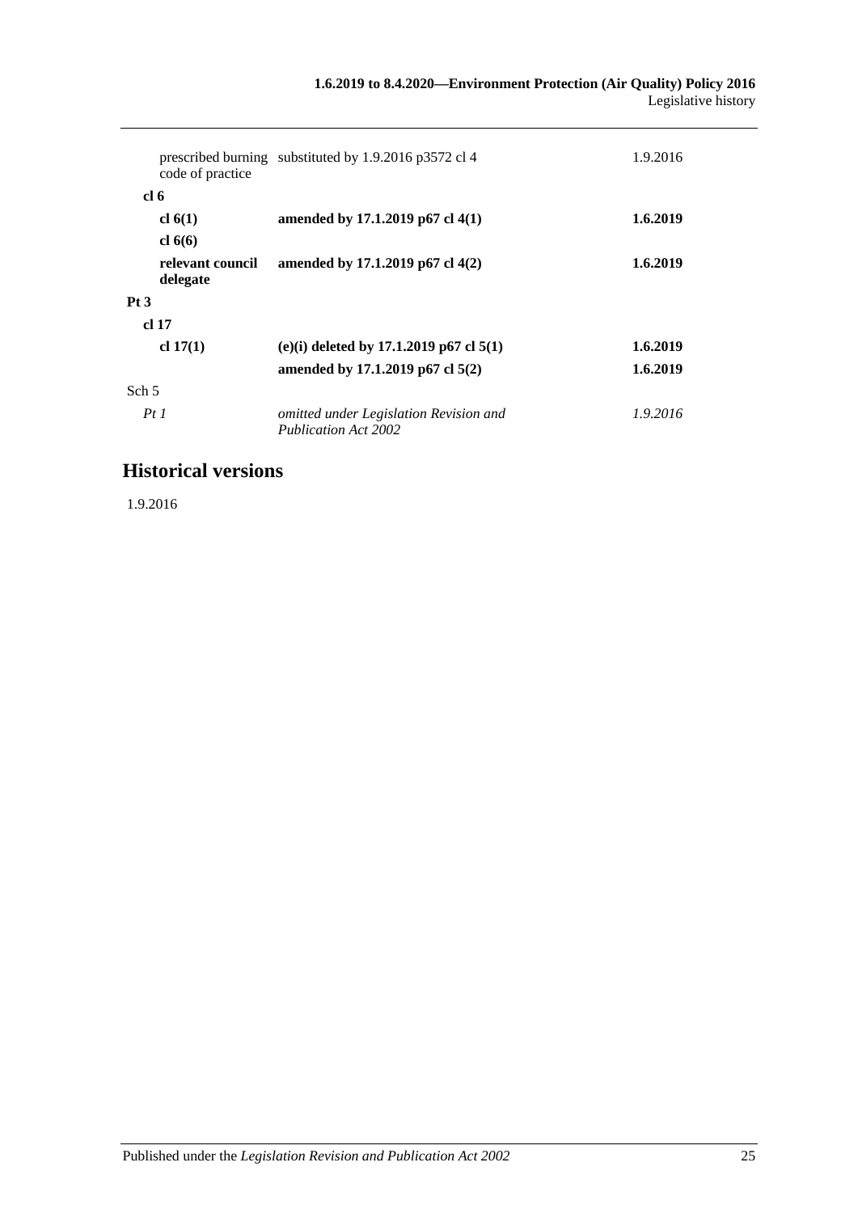| | | |
|---|---|---|
| prescribed burning code of practice | substituted by 1.9.2016 p3572 cl 4 | 1.9.2016 |
| **cl 6** | | |
| **cl 6(1)** | **amended by 17.1.2019 p67 cl 4(1)** | **1.6.2019** |
| **cl 6(6)** | | |
| **relevant council delegate** | **amended by 17.1.2019 p67 cl 4(2)** | **1.6.2019** |
| **Pt 3** | | |
| **cl 17** | | |
| **cl 17(1)** | **(e)(i) deleted by 17.1.2019 p67 cl 5(1)** | **1.6.2019** |
| | **amended by 17.1.2019 p67 cl 5(2)** | **1.6.2019** |
| Sch 5 | | |
| *Pt 1* | *omitted under Legislation Revision and Publication Act 2002* | *1.9.2016* |

## Historical versions

1.9.2016